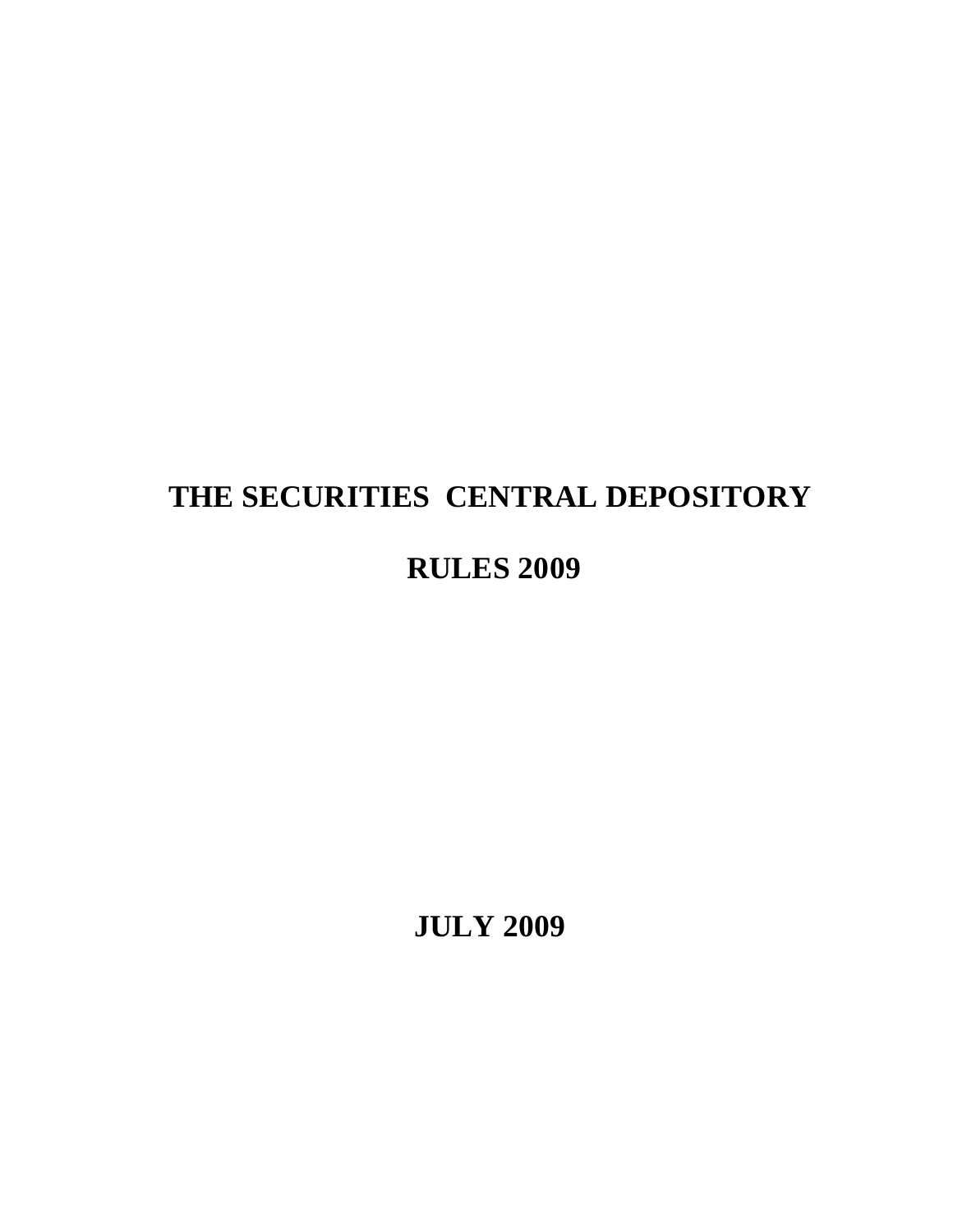# THE SECURITIES CENTRAL DEPOSITORY

# RULES 2009

## JULY 2009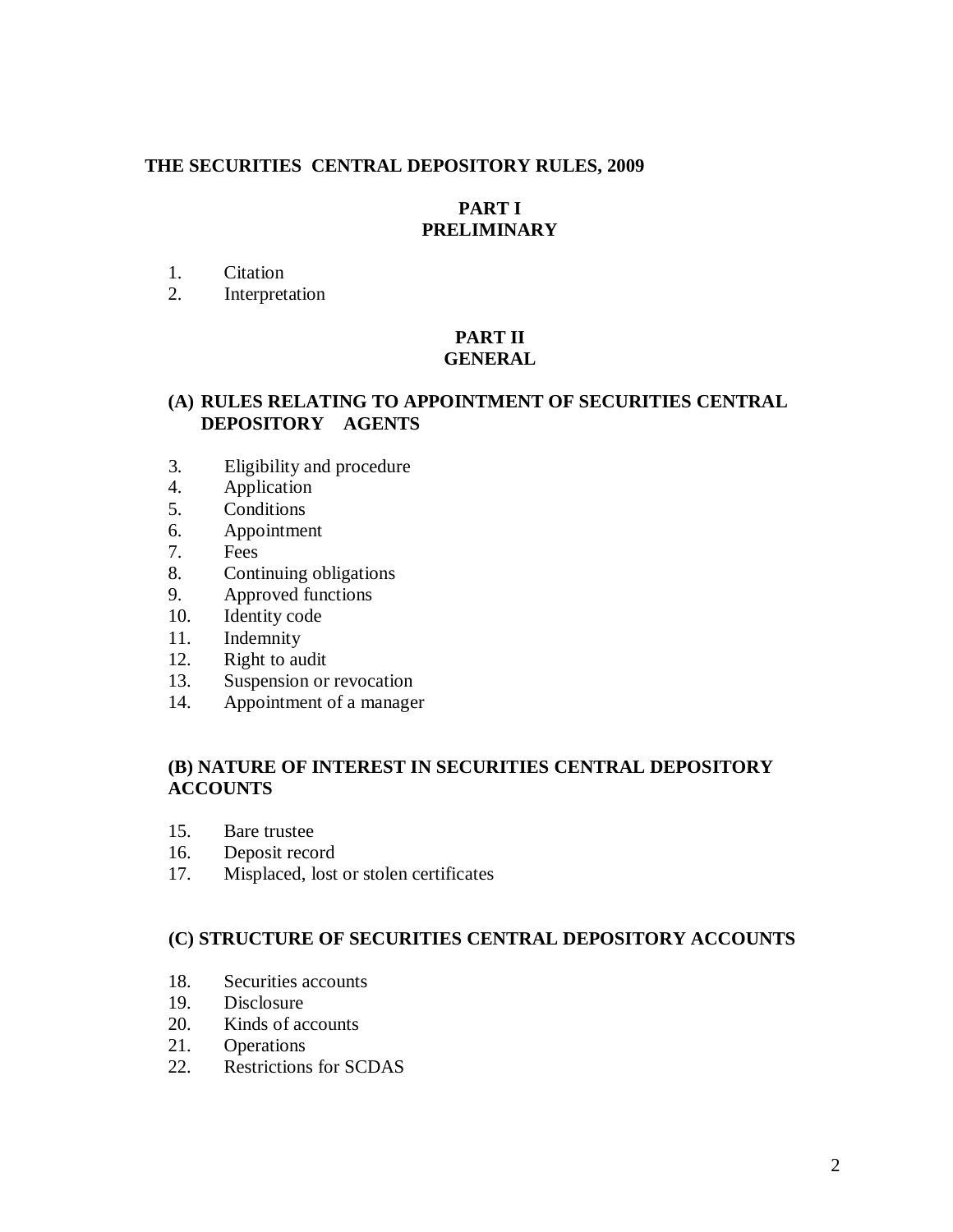# THE SECURITIES CENTRAL DEPOSITORY RULES, 2009

## PART I
## PRELIMINARY

1. Citation
2. Interpretation

## PART II
## GENERAL

### (A) RULES RELATING TO APPOINTMENT OF SECURITIES CENTRAL DEPOSITORY AGENTS

3. Eligibility and procedure
4. Application
5. Conditions
6. Appointment
7. Fees
8. Continuing obligations
9. Approved functions
10. Identity code
11. Indemnity
12. Right to audit
13. Suspension or revocation
14. Appointment of a manager

### (B) NATURE OF INTEREST IN SECURITIES CENTRAL DEPOSITORY ACCOUNTS

15. Bare trustee
16. Deposit record
17. Misplaced, lost or stolen certificates

### (C) STRUCTURE OF SECURITIES CENTRAL DEPOSITORY ACCOUNTS

18. Securities accounts
19. Disclosure
20. Kinds of accounts
21. Operations
22. Restrictions for SCDAS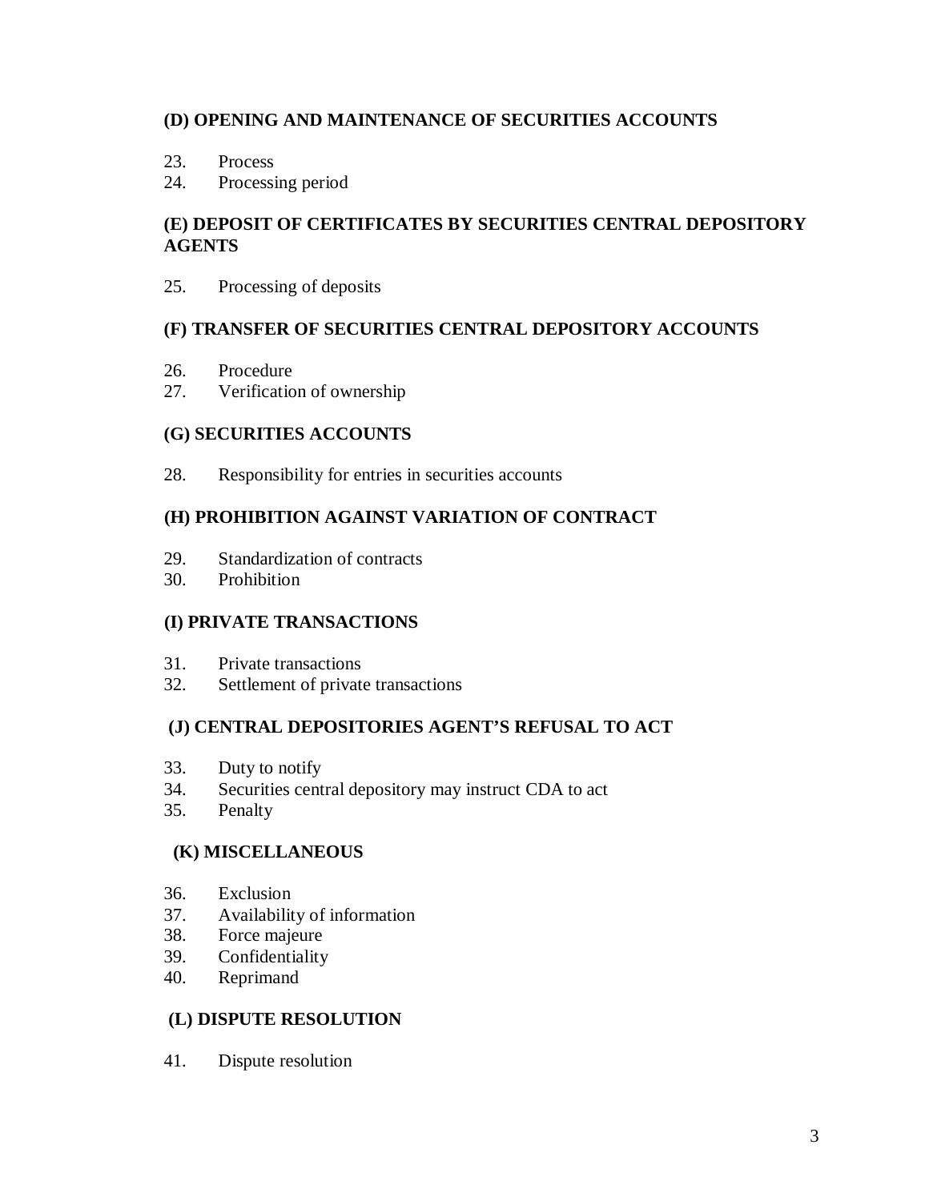**(D) OPENING AND MAINTENANCE OF SECURITIES ACCOUNTS**

23. Process
24. Processing period

**(E) DEPOSIT OF CERTIFICATES BY SECURITIES CENTRAL DEPOSITORY AGENTS**

25. Processing of deposits

**(F) TRANSFER OF SECURITIES CENTRAL DEPOSITORY ACCOUNTS**

26. Procedure
27. Verification of ownership

**(G) SECURITIES ACCOUNTS**

28. Responsibility for entries in securities accounts

**(H) PROHIBITION AGAINST VARIATION OF CONTRACT**

29. Standardization of contracts
30. Prohibition

**(I) PRIVATE TRANSACTIONS**

31. Private transactions
32. Settlement of private transactions

**(J) CENTRAL DEPOSITORIES AGENT'S REFUSAL TO ACT**

33. Duty to notify
34. Securities central depository may instruct CDA to act
35. Penalty

**(K) MISCELLANEOUS**

36. Exclusion
37. Availability of information
38. Force majeure
39. Confidentiality
40. Reprimand

**(L) DISPUTE RESOLUTION**

41. Dispute resolution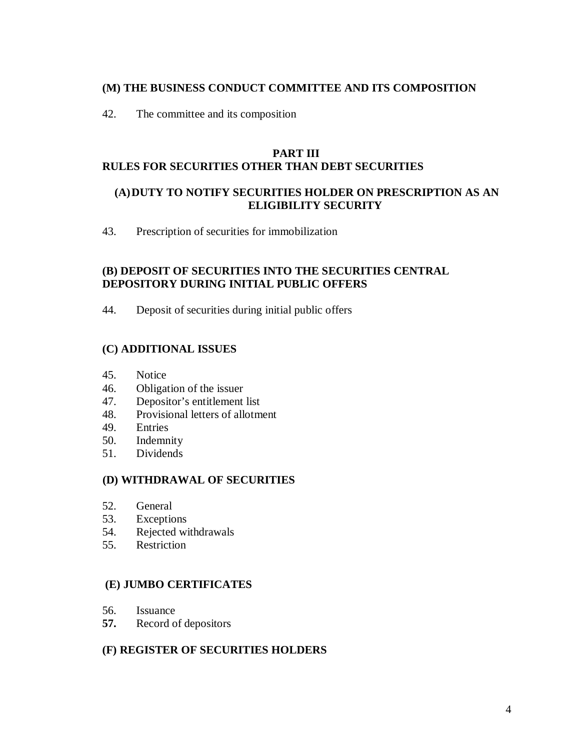**(M) THE BUSINESS CONDUCT COMMITTEE AND ITS COMPOSITION**

42. The committee and its composition

## PART III
## RULES FOR SECURITIES OTHER THAN DEBT SECURITIES

**(A) DUTY TO NOTIFY SECURITIES HOLDER ON PRESCRIPTION AS AN ELIGIBILITY SECURITY**

43. Prescription of securities for immobilization

**(B) DEPOSIT OF SECURITIES INTO THE SECURITIES CENTRAL DEPOSITORY DURING INITIAL PUBLIC OFFERS**

44. Deposit of securities during initial public offers

**(C) ADDITIONAL ISSUES**

45. Notice
46. Obligation of the issuer
47. Depositor's entitlement list
48. Provisional letters of allotment
49. Entries
50. Indemnity
51. Dividends

**(D) WITHDRAWAL OF SECURITIES**

52. General
53. Exceptions
54. Rejected withdrawals
55. Restriction

**(E) JUMBO CERTIFICATES**

56. Issuance
**57.** Record of depositors

**(F) REGISTER OF SECURITIES HOLDERS**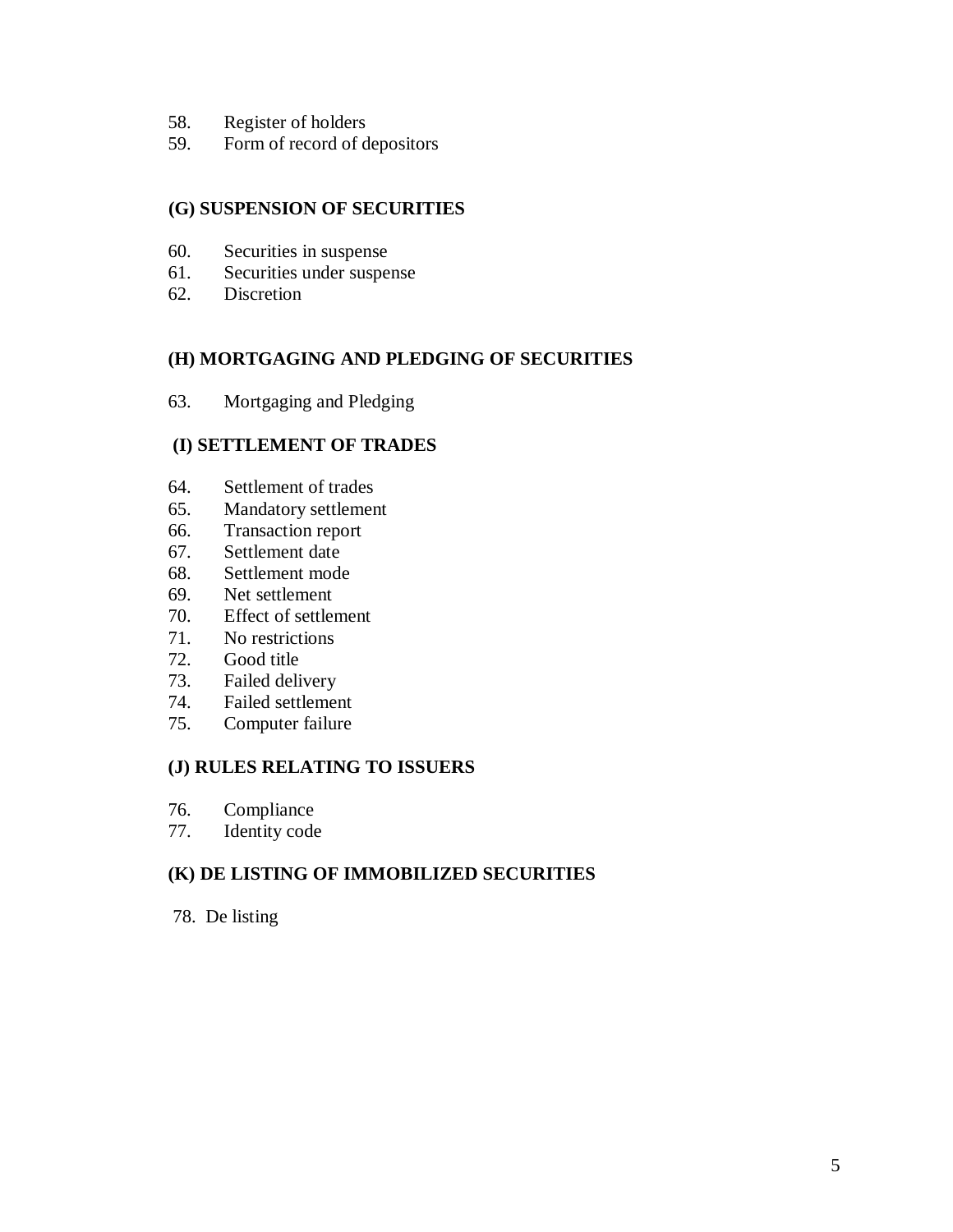58. Register of holders
59. Form of record of depositors

**(G) SUSPENSION OF SECURITIES**

60. Securities in suspense
61. Securities under suspense
62. Discretion

**(H) MORTGAGING AND PLEDGING OF SECURITIES**

63. Mortgaging and Pledging

**(I) SETTLEMENT OF TRADES**

64. Settlement of trades
65. Mandatory settlement
66. Transaction report
67. Settlement date
68. Settlement mode
69. Net settlement
70. Effect of settlement
71. No restrictions
72. Good title
73. Failed delivery
74. Failed settlement
75. Computer failure

**(J) RULES RELATING TO ISSUERS**

76. Compliance
77. Identity code

**(K) DE LISTING OF IMMOBILIZED SECURITIES**

78. De listing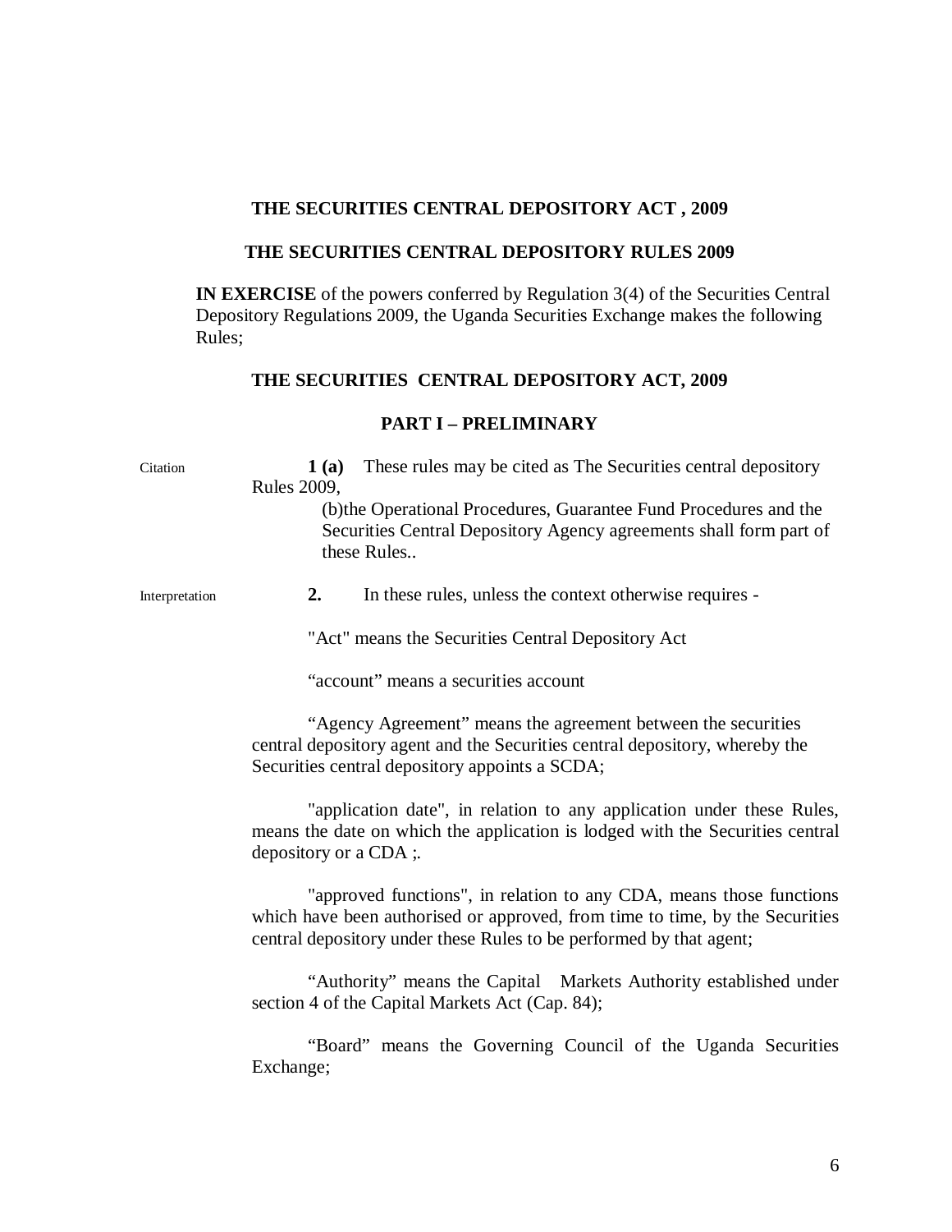**THE SECURITIES CENTRAL DEPOSITORY ACT , 2009**

**THE SECURITIES CENTRAL DEPOSITORY RULES 2009**

**IN EXERCISE** of the powers conferred by Regulation 3(4) of the Securities Central Depository Regulations 2009, the Uganda Securities Exchange makes the following Rules;

**THE SECURITIES CENTRAL DEPOSITORY ACT, 2009**

## PART I – PRELIMINARY

Citation

**1 (a)** These rules may be cited as The Securities central depository Rules 2009,

(b)the Operational Procedures, Guarantee Fund Procedures and the Securities Central Depository Agency agreements shall form part of these Rules..

Interpretation

**2.** In these rules, unless the context otherwise requires -

"Act" means the Securities Central Depository Act

"account" means a securities account

"Agency Agreement" means the agreement between the securities central depository agent and the Securities central depository, whereby the Securities central depository appoints a SCDA;

"application date", in relation to any application under these Rules, means the date on which the application is lodged with the Securities central depository or a CDA ;.

"approved functions", in relation to any CDA, means those functions which have been authorised or approved, from time to time, by the Securities central depository under these Rules to be performed by that agent;

"Authority" means the Capital Markets Authority established under section 4 of the Capital Markets Act (Cap. 84);

"Board" means the Governing Council of the Uganda Securities Exchange;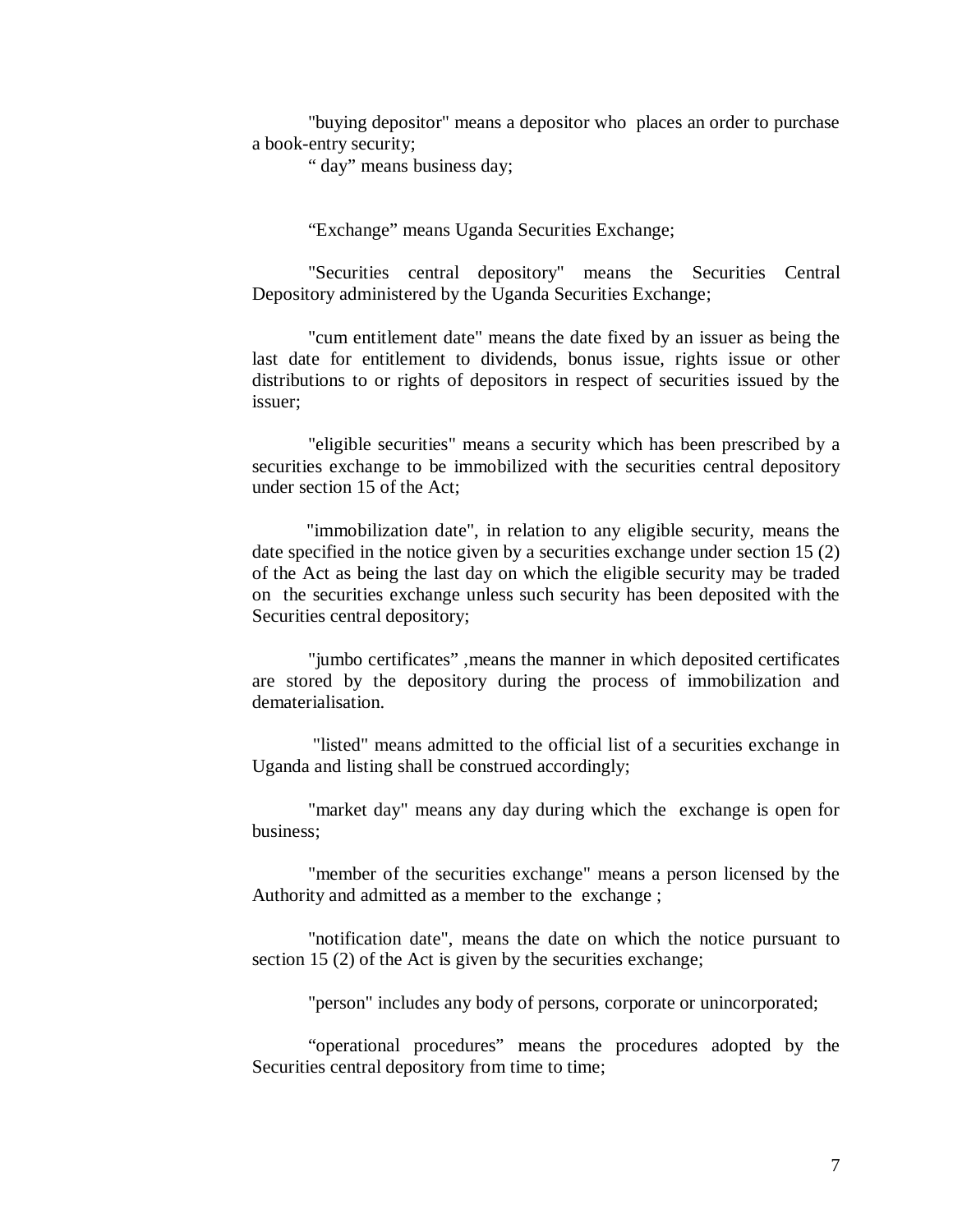"buying depositor" means a depositor who places an order to purchase a book-entry security;

" day" means business day;

"Exchange" means Uganda Securities Exchange;

"Securities central depository" means the Securities Central Depository administered by the Uganda Securities Exchange;

"cum entitlement date" means the date fixed by an issuer as being the last date for entitlement to dividends, bonus issue, rights issue or other distributions to or rights of depositors in respect of securities issued by the issuer;

"eligible securities" means a security which has been prescribed by a securities exchange to be immobilized with the securities central depository under section 15 of the Act;

"immobilization date", in relation to any eligible security, means the date specified in the notice given by a securities exchange under section 15 (2) of the Act as being the last day on which the eligible security may be traded on the securities exchange unless such security has been deposited with the Securities central depository;

"jumbo certificates" ,means the manner in which deposited certificates are stored by the depository during the process of immobilization and dematerialisation.

"listed" means admitted to the official list of a securities exchange in Uganda and listing shall be construed accordingly;

"market day" means any day during which the exchange is open for business;

"member of the securities exchange" means a person licensed by the Authority and admitted as a member to the exchange ;

"notification date", means the date on which the notice pursuant to section 15 (2) of the Act is given by the securities exchange;

"person" includes any body of persons, corporate or unincorporated;

"operational procedures" means the procedures adopted by the Securities central depository from time to time;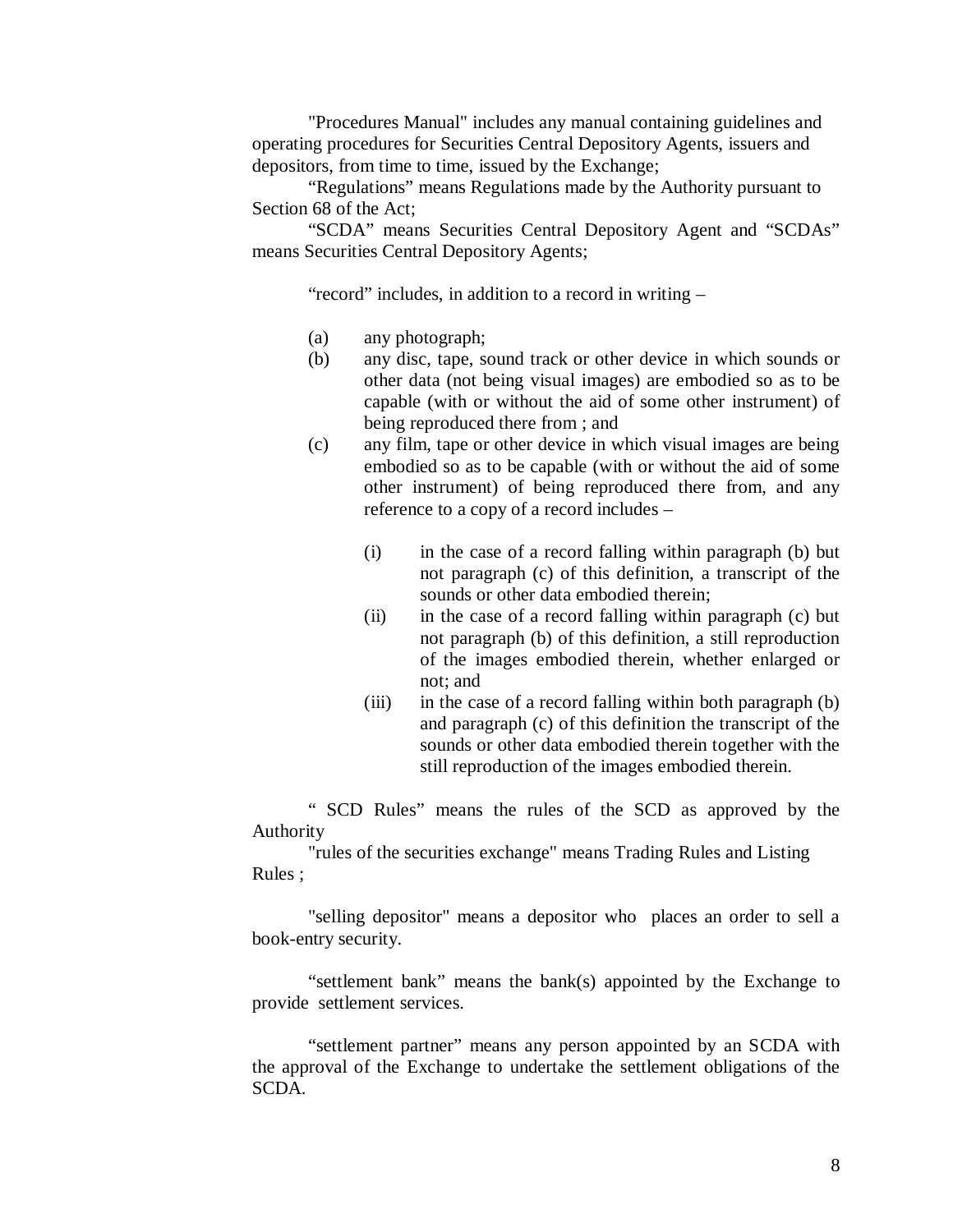"Procedures Manual" includes any manual containing guidelines and operating procedures for Securities Central Depository Agents, issuers and depositors, from time to time, issued by the Exchange;

"Regulations" means Regulations made by the Authority pursuant to Section 68 of the Act;

"SCDA" means Securities Central Depository Agent and "SCDAs" means Securities Central Depository Agents;

"record" includes, in addition to a record in writing –

(a) any photograph;

(b) any disc, tape, sound track or other device in which sounds or other data (not being visual images) are embodied so as to be capable (with or without the aid of some other instrument) of being reproduced there from ; and

(c) any film, tape or other device in which visual images are being embodied so as to be capable (with or without the aid of some other instrument) of being reproduced there from, and any reference to a copy of a record includes –

   (i) in the case of a record falling within paragraph (b) but not paragraph (c) of this definition, a transcript of the sounds or other data embodied therein;

   (ii) in the case of a record falling within paragraph (c) but not paragraph (b) of this definition, a still reproduction of the images embodied therein, whether enlarged or not; and

   (iii) in the case of a record falling within both paragraph (b) and paragraph (c) of this definition the transcript of the sounds or other data embodied therein together with the still reproduction of the images embodied therein.

" SCD Rules" means the rules of the SCD as approved by the Authority

"rules of the securities exchange" means Trading Rules and Listing Rules ;

"selling depositor" means a depositor who places an order to sell a book-entry security.

"settlement bank" means the bank(s) appointed by the Exchange to provide settlement services.

"settlement partner" means any person appointed by an SCDA with the approval of the Exchange to undertake the settlement obligations of the SCDA.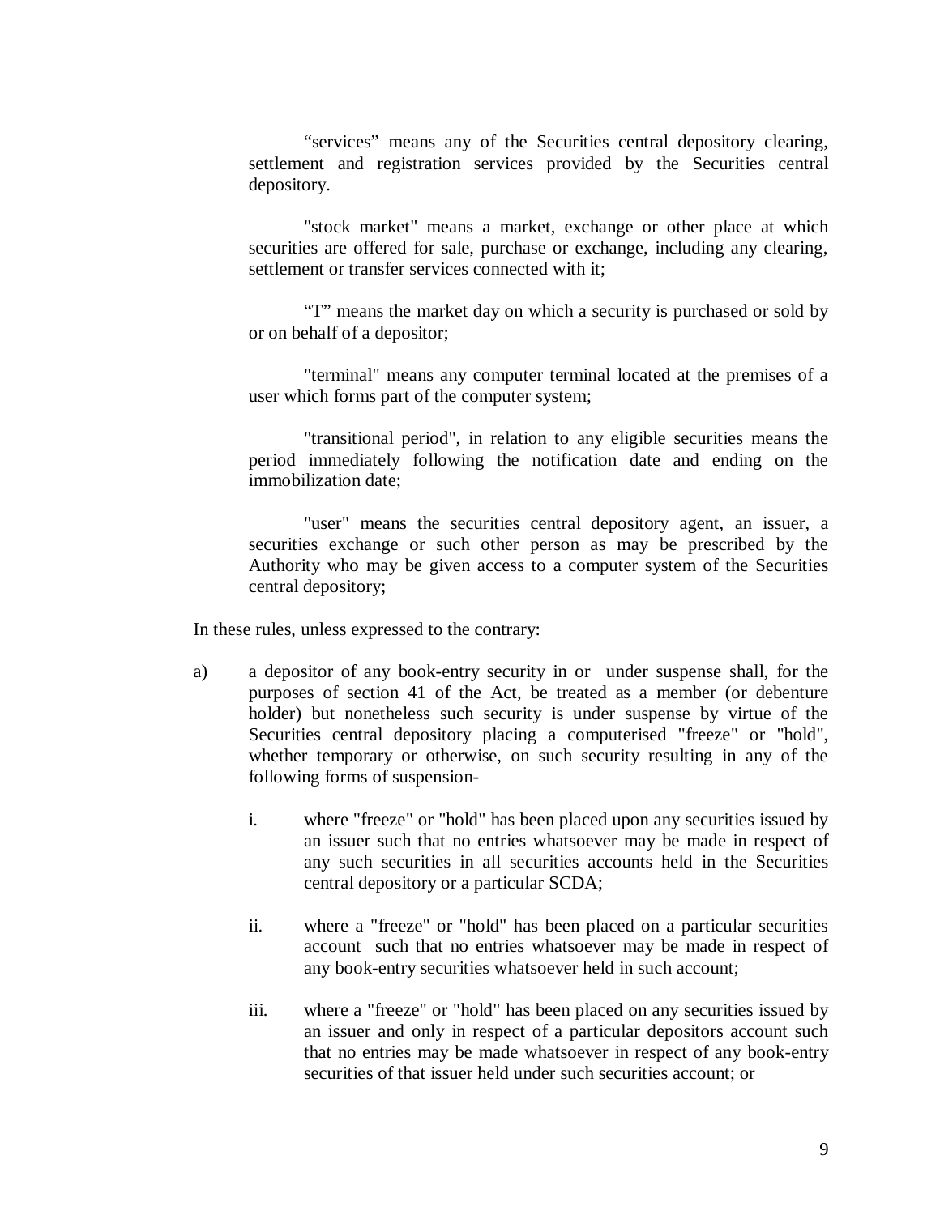"services" means any of the Securities central depository clearing, settlement and registration services provided by the Securities central depository.

"stock market" means a market, exchange or other place at which securities are offered for sale, purchase or exchange, including any clearing, settlement or transfer services connected with it;

"T" means the market day on which a security is purchased or sold by or on behalf of a depositor;

"terminal" means any computer terminal located at the premises of a user which forms part of the computer system;

"transitional period", in relation to any eligible securities means the period immediately following the notification date and ending on the immobilization date;

"user" means the securities central depository agent, an issuer, a securities exchange or such other person as may be prescribed by the Authority who may be given access to a computer system of the Securities central depository;

In these rules, unless expressed to the contrary:

a) a depositor of any book-entry security in or under suspense shall, for the purposes of section 41 of the Act, be treated as a member (or debenture holder) but nonetheless such security is under suspense by virtue of the Securities central depository placing a computerised "freeze" or "hold", whether temporary or otherwise, on such security resulting in any of the following forms of suspension-

   i. where "freeze" or "hold" has been placed upon any securities issued by an issuer such that no entries whatsoever may be made in respect of any such securities in all securities accounts held in the Securities central depository or a particular SCDA;

   ii. where a "freeze" or "hold" has been placed on a particular securities account such that no entries whatsoever may be made in respect of any book-entry securities whatsoever held in such account;

   iii. where a "freeze" or "hold" has been placed on any securities issued by an issuer and only in respect of a particular depositors account such that no entries may be made whatsoever in respect of any book-entry securities of that issuer held under such securities account; or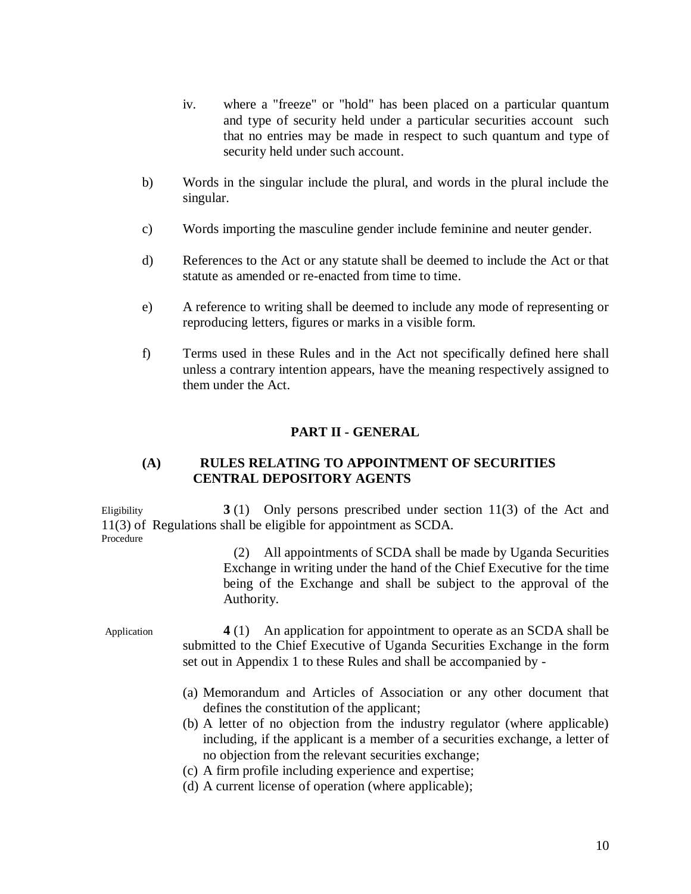iv. where a "freeze" or "hold" has been placed on a particular quantum and type of security held under a particular securities account such that no entries may be made in respect to such quantum and type of security held under such account.

b) Words in the singular include the plural, and words in the plural include the singular.

c) Words importing the masculine gender include feminine and neuter gender.

d) References to the Act or any statute shall be deemed to include the Act or that statute as amended or re-enacted from time to time.

e) A reference to writing shall be deemed to include any mode of representing or reproducing letters, figures or marks in a visible form.

f) Terms used in these Rules and in the Act not specifically defined here shall unless a contrary intention appears, have the meaning respectively assigned to them under the Act.

## PART II - GENERAL

### (A) RULES RELATING TO APPOINTMENT OF SECURITIES CENTRAL DEPOSITORY AGENTS

Eligibility

**3** (1) Only persons prescribed under section 11(3) of the Act and 11(3) of Regulations shall be eligible for appointment as SCDA.

Procedure

(2) All appointments of SCDA shall be made by Uganda Securities Exchange in writing under the hand of the Chief Executive for the time being of the Exchange and shall be subject to the approval of the Authority.

Application

**4** (1) An application for appointment to operate as an SCDA shall be submitted to the Chief Executive of Uganda Securities Exchange in the form set out in Appendix 1 to these Rules and shall be accompanied by -

(a) Memorandum and Articles of Association or any other document that defines the constitution of the applicant;
(b) A letter of no objection from the industry regulator (where applicable) including, if the applicant is a member of a securities exchange, a letter of no objection from the relevant securities exchange;
(c) A firm profile including experience and expertise;
(d) A current license of operation (where applicable);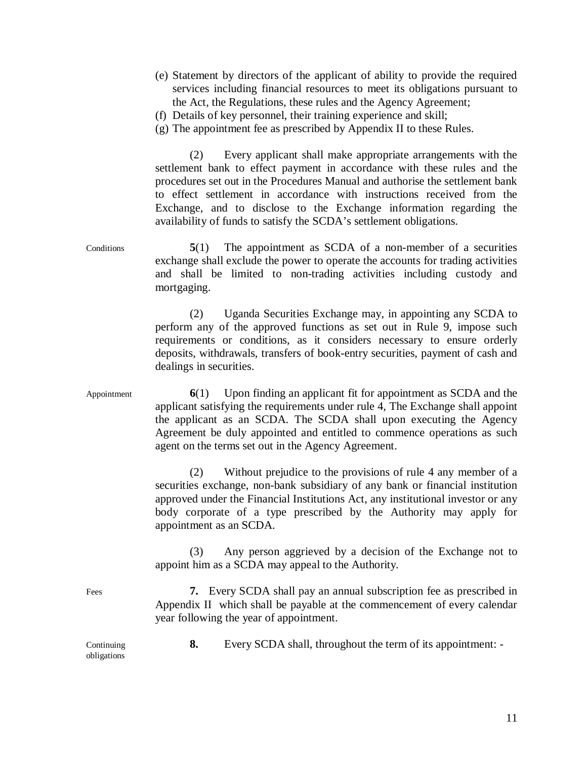(e) Statement by directors of the applicant of ability to provide the required services including financial resources to meet its obligations pursuant to the Act, the Regulations, these rules and the Agency Agreement;
(f) Details of key personnel, their training experience and skill;
(g) The appointment fee as prescribed by Appendix II to these Rules.

(2) Every applicant shall make appropriate arrangements with the settlement bank to effect payment in accordance with these rules and the procedures set out in the Procedures Manual and authorise the settlement bank to effect settlement in accordance with instructions received from the Exchange, and to disclose to the Exchange information regarding the availability of funds to satisfy the SCDA's settlement obligations.

Conditions

**5**(1) The appointment as SCDA of a non-member of a securities exchange shall exclude the power to operate the accounts for trading activities and shall be limited to non-trading activities including custody and mortgaging.

(2) Uganda Securities Exchange may, in appointing any SCDA to perform any of the approved functions as set out in Rule 9, impose such requirements or conditions, as it considers necessary to ensure orderly deposits, withdrawals, transfers of book-entry securities, payment of cash and dealings in securities.

Appointment

**6**(1) Upon finding an applicant fit for appointment as SCDA and the applicant satisfying the requirements under rule 4, The Exchange shall appoint the applicant as an SCDA. The SCDA shall upon executing the Agency Agreement be duly appointed and entitled to commence operations as such agent on the terms set out in the Agency Agreement.

(2) Without prejudice to the provisions of rule 4 any member of a securities exchange, non-bank subsidiary of any bank or financial institution approved under the Financial Institutions Act, any institutional investor or any body corporate of a type prescribed by the Authority may apply for appointment as an SCDA.

(3) Any person aggrieved by a decision of the Exchange not to appoint him as a SCDA may appeal to the Authority.

Fees

**7.** Every SCDA shall pay an annual subscription fee as prescribed in Appendix II which shall be payable at the commencement of every calendar year following the year of appointment.

Continuing obligations

**8.** Every SCDA shall, throughout the term of its appointment: -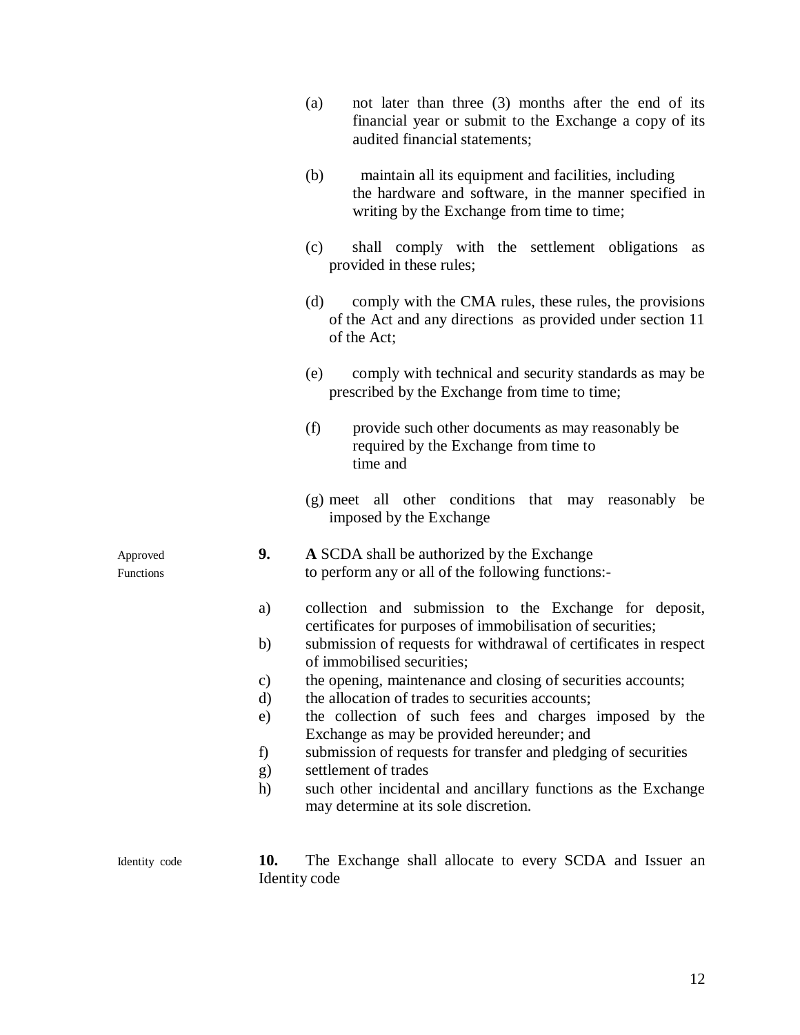(a) not later than three (3) months after the end of its financial year or submit to the Exchange a copy of its audited financial statements;

(b) maintain all its equipment and facilities, including the hardware and software, in the manner specified in writing by the Exchange from time to time;

(c) shall comply with the settlement obligations as provided in these rules;

(d) comply with the CMA rules, these rules, the provisions of the Act and any directions as provided under section 11 of the Act;

(e) comply with technical and security standards as may be prescribed by the Exchange from time to time;

(f) provide such other documents as may reasonably be required by the Exchange from time to time and

(g) meet all other conditions that may reasonably be imposed by the Exchange

Approved Functions

**9.** **A** SCDA shall be authorized by the Exchange to perform any or all of the following functions:-

a) collection and submission to the Exchange for deposit, certificates for purposes of immobilisation of securities;
b) submission of requests for withdrawal of certificates in respect of immobilised securities;
c) the opening, maintenance and closing of securities accounts;
d) the allocation of trades to securities accounts;
e) the collection of such fees and charges imposed by the Exchange as may be provided hereunder; and
f) submission of requests for transfer and pledging of securities
g) settlement of trades
h) such other incidental and ancillary functions as the Exchange may determine at its sole discretion.

Identity code

**10.** The Exchange shall allocate to every SCDA and Issuer an Identity code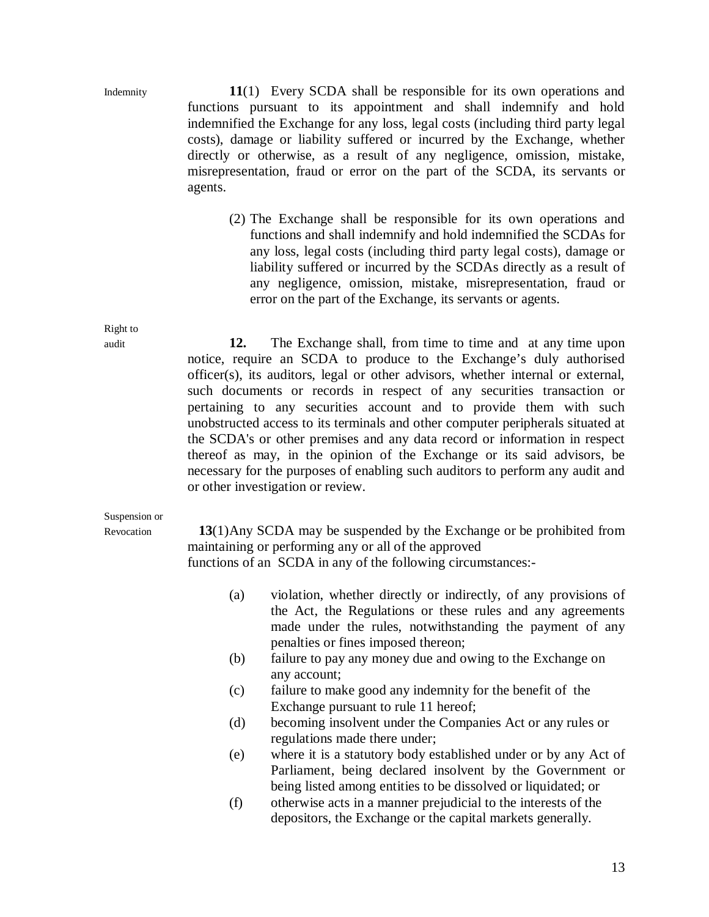Indemnity

**11**(1) Every SCDA shall be responsible for its own operations and functions pursuant to its appointment and shall indemnify and hold indemnified the Exchange for any loss, legal costs (including third party legal costs), damage or liability suffered or incurred by the Exchange, whether directly or otherwise, as a result of any negligence, omission, mistake, misrepresentation, fraud or error on the part of the SCDA, its servants or agents.

(2) The Exchange shall be responsible for its own operations and functions and shall indemnify and hold indemnified the SCDAs for any loss, legal costs (including third party legal costs), damage or liability suffered or incurred by the SCDAs directly as a result of any negligence, omission, mistake, misrepresentation, fraud or error on the part of the Exchange, its servants or agents.

Right to audit

**12.** The Exchange shall, from time to time and at any time upon notice, require an SCDA to produce to the Exchange's duly authorised officer(s), its auditors, legal or other advisors, whether internal or external, such documents or records in respect of any securities transaction or pertaining to any securities account and to provide them with such unobstructed access to its terminals and other computer peripherals situated at the SCDA's or other premises and any data record or information in respect thereof as may, in the opinion of the Exchange or its said advisors, be necessary for the purposes of enabling such auditors to perform any audit and or other investigation or review.

Suspension or Revocation

**13**(1) Any SCDA may be suspended by the Exchange or be prohibited from maintaining or performing any or all of the approved functions of an SCDA in any of the following circumstances:-

(a) violation, whether directly or indirectly, of any provisions of the Act, the Regulations or these rules and any agreements made under the rules, notwithstanding the payment of any penalties or fines imposed thereon;

(b) failure to pay any money due and owing to the Exchange on any account;

(c) failure to make good any indemnity for the benefit of the Exchange pursuant to rule 11 hereof;

(d) becoming insolvent under the Companies Act or any rules or regulations made there under;

(e) where it is a statutory body established under or by any Act of Parliament, being declared insolvent by the Government or being listed among entities to be dissolved or liquidated; or

(f) otherwise acts in a manner prejudicial to the interests of the depositors, the Exchange or the capital markets generally.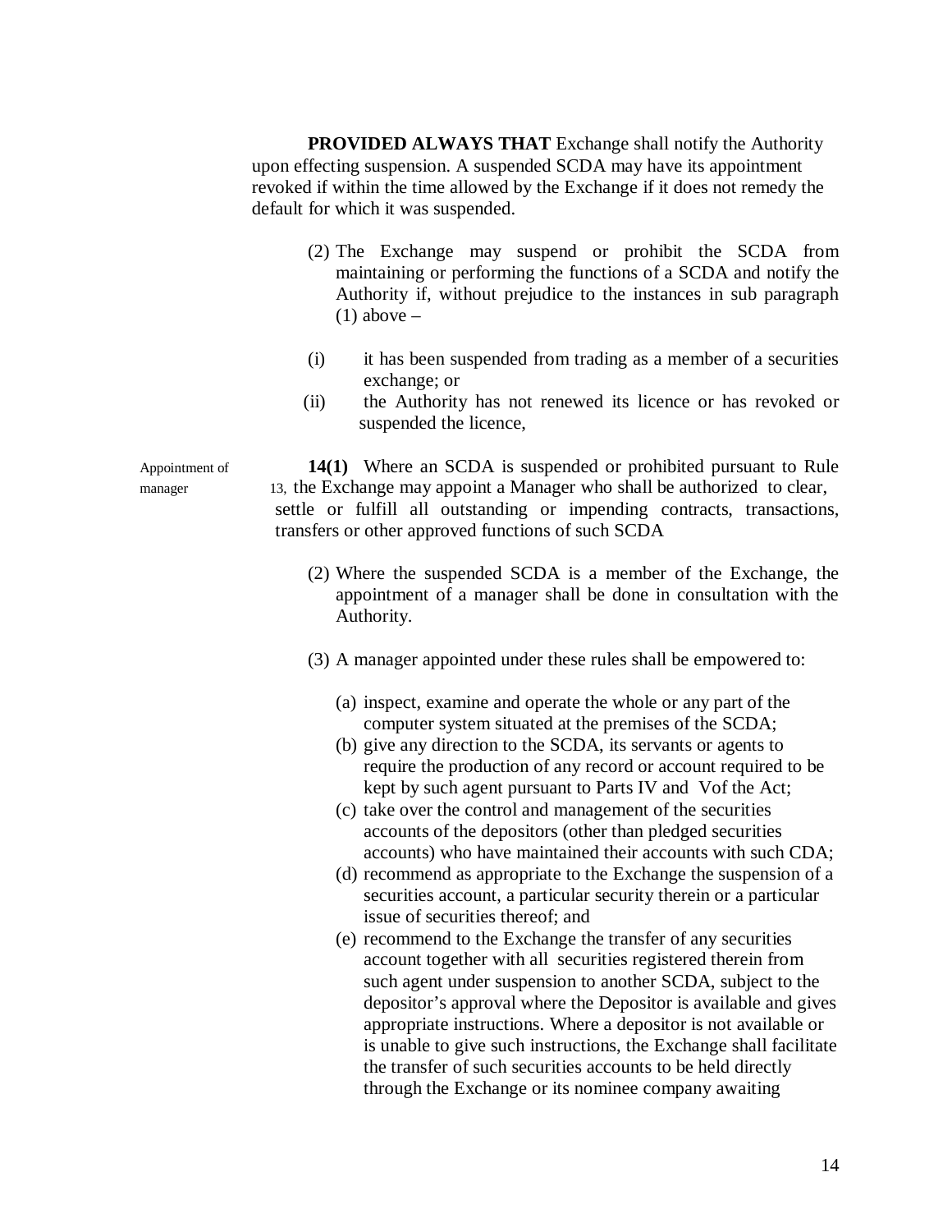**PROVIDED ALWAYS THAT** Exchange shall notify the Authority upon effecting suspension. A suspended SCDA may have its appointment revoked if within the time allowed by the Exchange if it does not remedy the default for which it was suspended.

(2) The Exchange may suspend or prohibit the SCDA from maintaining or performing the functions of a SCDA and notify the Authority if, without prejudice to the instances in sub paragraph (1) above –

(i) it has been suspended from trading as a member of a securities exchange; or

(ii) the Authority has not renewed its licence or has revoked or suspended the licence,

Appointment of manager

**14(1)** Where an SCDA is suspended or prohibited pursuant to Rule 13, the Exchange may appoint a Manager who shall be authorized to clear, settle or fulfill all outstanding or impending contracts, transactions, transfers or other approved functions of such SCDA

(2) Where the suspended SCDA is a member of the Exchange, the appointment of a manager shall be done in consultation with the Authority.

(3) A manager appointed under these rules shall be empowered to:

(a) inspect, examine and operate the whole or any part of the computer system situated at the premises of the SCDA;
(b) give any direction to the SCDA, its servants or agents to require the production of any record or account required to be kept by such agent pursuant to Parts IV and Vof the Act;
(c) take over the control and management of the securities accounts of the depositors (other than pledged securities accounts) who have maintained their accounts with such CDA;
(d) recommend as appropriate to the Exchange the suspension of a securities account, a particular security therein or a particular issue of securities thereof; and
(e) recommend to the Exchange the transfer of any securities account together with all securities registered therein from such agent under suspension to another SCDA, subject to the depositor's approval where the Depositor is available and gives appropriate instructions. Where a depositor is not available or is unable to give such instructions, the Exchange shall facilitate the transfer of such securities accounts to be held directly through the Exchange or its nominee company awaiting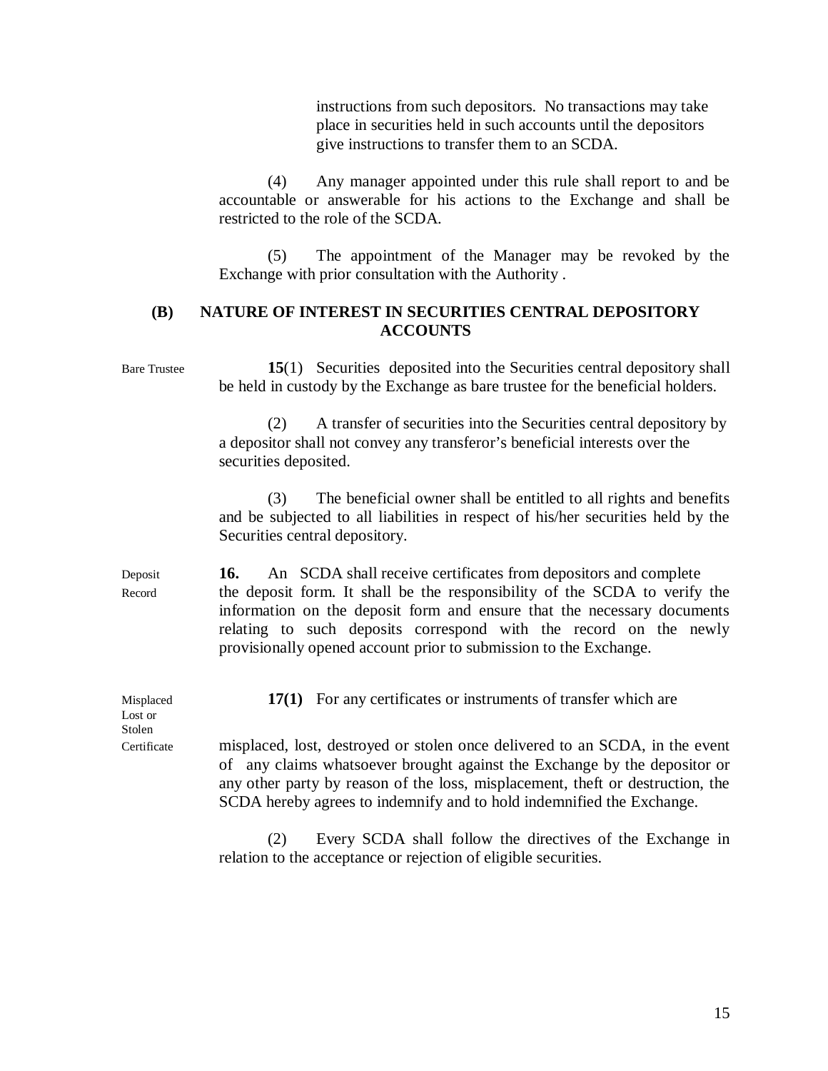instructions from such depositors. No transactions may take place in securities held in such accounts until the depositors give instructions to transfer them to an SCDA.

(4) Any manager appointed under this rule shall report to and be accountable or answerable for his actions to the Exchange and shall be restricted to the role of the SCDA.

(5) The appointment of the Manager may be revoked by the Exchange with prior consultation with the Authority .

## (B) NATURE OF INTEREST IN SECURITIES CENTRAL DEPOSITORY ACCOUNTS

Bare Trustee

**15**(1) Securities deposited into the Securities central depository shall be held in custody by the Exchange as bare trustee for the beneficial holders.

(2) A transfer of securities into the Securities central depository by a depositor shall not convey any transferor's beneficial interests over the securities deposited.

(3) The beneficial owner shall be entitled to all rights and benefits and be subjected to all liabilities in respect of his/her securities held by the Securities central depository.

Deposit Record

**16.** An SCDA shall receive certificates from depositors and complete the deposit form. It shall be the responsibility of the SCDA to verify the information on the deposit form and ensure that the necessary documents relating to such deposits correspond with the record on the newly provisionally opened account prior to submission to the Exchange.

Misplaced Lost or Stolen Certificate

**17(1)** For any certificates or instruments of transfer which are misplaced, lost, destroyed or stolen once delivered to an SCDA, in the event of any claims whatsoever brought against the Exchange by the depositor or any other party by reason of the loss, misplacement, theft or destruction, the SCDA hereby agrees to indemnify and to hold indemnified the Exchange.

(2) Every SCDA shall follow the directives of the Exchange in relation to the acceptance or rejection of eligible securities.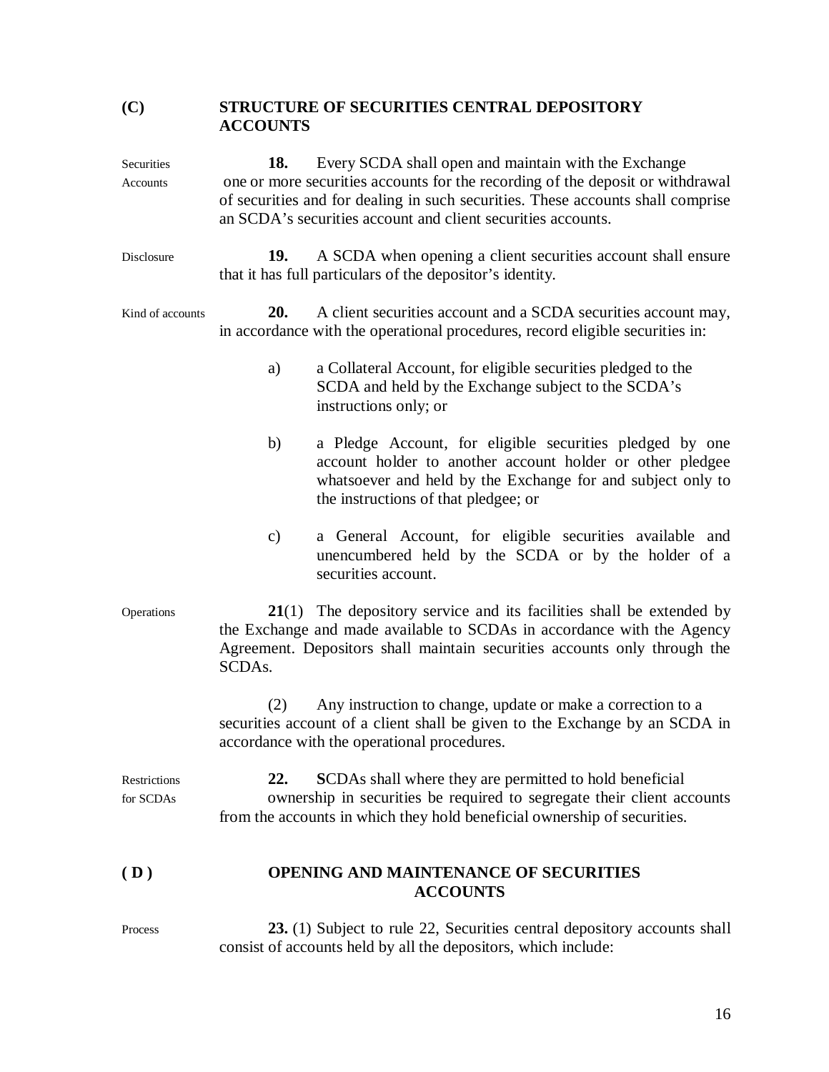## (C) STRUCTURE OF SECURITIES CENTRAL DEPOSITORY ACCOUNTS

Securities Accounts

**18.** Every SCDA shall open and maintain with the Exchange one or more securities accounts for the recording of the deposit or withdrawal of securities and for dealing in such securities. These accounts shall comprise an SCDA's securities account and client securities accounts.

Disclosure

**19.** A SCDA when opening a client securities account shall ensure that it has full particulars of the depositor's identity.

Kind of accounts

**20.** A client securities account and a SCDA securities account may, in accordance with the operational procedures, record eligible securities in:

a) a Collateral Account, for eligible securities pledged to the SCDA and held by the Exchange subject to the SCDA's instructions only; or

b) a Pledge Account, for eligible securities pledged by one account holder to another account holder or other pledgee whatsoever and held by the Exchange for and subject only to the instructions of that pledgee; or

c) a General Account, for eligible securities available and unencumbered held by the SCDA or by the holder of a securities account.

Operations

**21**(1) The depository service and its facilities shall be extended by the Exchange and made available to SCDAs in accordance with the Agency Agreement. Depositors shall maintain securities accounts only through the SCDAs.

(2) Any instruction to change, update or make a correction to a securities account of a client shall be given to the Exchange by an SCDA in accordance with the operational procedures.

Restrictions for SCDAs

**22.** **S**CDAs shall where they are permitted to hold beneficial ownership in securities be required to segregate their client accounts from the accounts in which they hold beneficial ownership of securities.

## ( D ) OPENING AND MAINTENANCE OF SECURITIES ACCOUNTS

Process

**23.** (1) Subject to rule 22, Securities central depository accounts shall consist of accounts held by all the depositors, which include: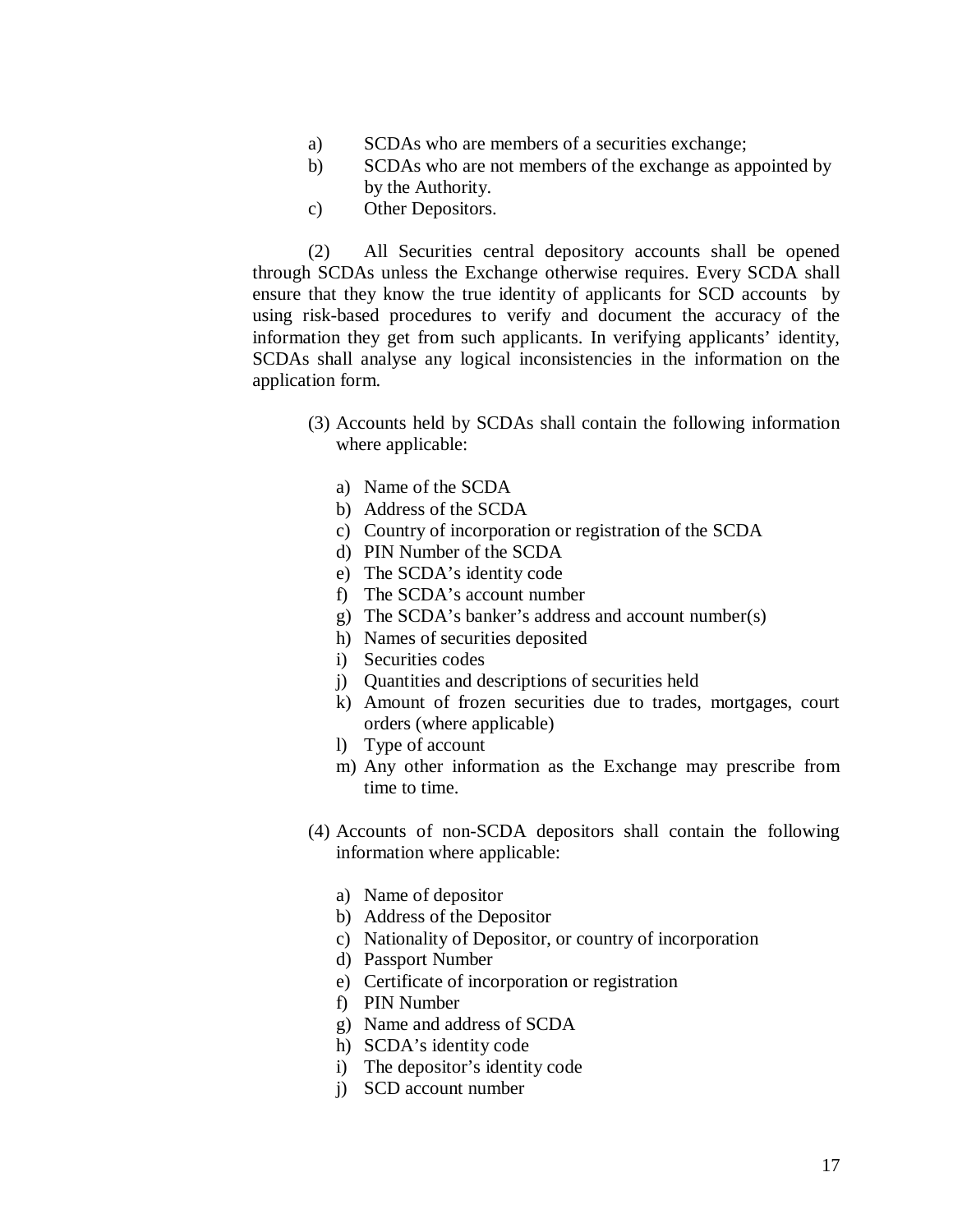a) SCDAs who are members of a securities exchange;
b) SCDAs who are not members of the exchange as appointed by by the Authority.
c) Other Depositors.

(2) All Securities central depository accounts shall be opened through SCDAs unless the Exchange otherwise requires. Every SCDA shall ensure that they know the true identity of applicants for SCD accounts by using risk-based procedures to verify and document the accuracy of the information they get from such applicants. In verifying applicants' identity, SCDAs shall analyse any logical inconsistencies in the information on the application form.

(3) Accounts held by SCDAs shall contain the following information where applicable:

a) Name of the SCDA
b) Address of the SCDA
c) Country of incorporation or registration of the SCDA
d) PIN Number of the SCDA
e) The SCDA's identity code
f) The SCDA's account number
g) The SCDA's banker's address and account number(s)
h) Names of securities deposited
i) Securities codes
j) Quantities and descriptions of securities held
k) Amount of frozen securities due to trades, mortgages, court orders (where applicable)
l) Type of account
m) Any other information as the Exchange may prescribe from time to time.

(4) Accounts of non-SCDA depositors shall contain the following information where applicable:

a) Name of depositor
b) Address of the Depositor
c) Nationality of Depositor, or country of incorporation
d) Passport Number
e) Certificate of incorporation or registration
f) PIN Number
g) Name and address of SCDA
h) SCDA's identity code
i) The depositor's identity code
j) SCD account number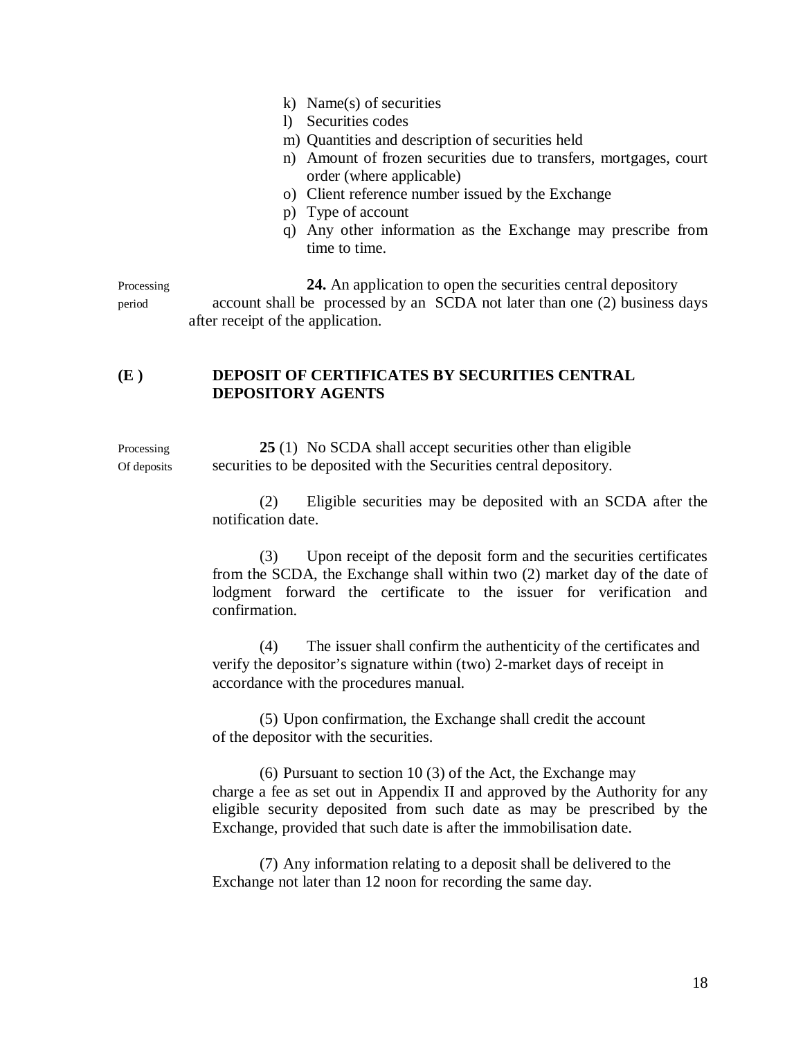k) Name(s) of securities
l) Securities codes
m) Quantities and description of securities held
n) Amount of frozen securities due to transfers, mortgages, court order (where applicable)
o) Client reference number issued by the Exchange
p) Type of account
q) Any other information as the Exchange may prescribe from time to time.

Processing period

**24.** An application to open the securities central depository account shall be processed by an SCDA not later than one (2) business days after receipt of the application.

## (E ) DEPOSIT OF CERTIFICATES BY SECURITIES CENTRAL DEPOSITORY AGENTS

Processing Of deposits

**25** (1) No SCDA shall accept securities other than eligible securities to be deposited with the Securities central depository.

(2) Eligible securities may be deposited with an SCDA after the notification date.

(3) Upon receipt of the deposit form and the securities certificates from the SCDA, the Exchange shall within two (2) market day of the date of lodgment forward the certificate to the issuer for verification and confirmation.

(4) The issuer shall confirm the authenticity of the certificates and verify the depositor's signature within (two) 2-market days of receipt in accordance with the procedures manual.

(5) Upon confirmation, the Exchange shall credit the account of the depositor with the securities.

(6) Pursuant to section 10 (3) of the Act, the Exchange may charge a fee as set out in Appendix II and approved by the Authority for any eligible security deposited from such date as may be prescribed by the Exchange, provided that such date is after the immobilisation date.

(7) Any information relating to a deposit shall be delivered to the Exchange not later than 12 noon for recording the same day.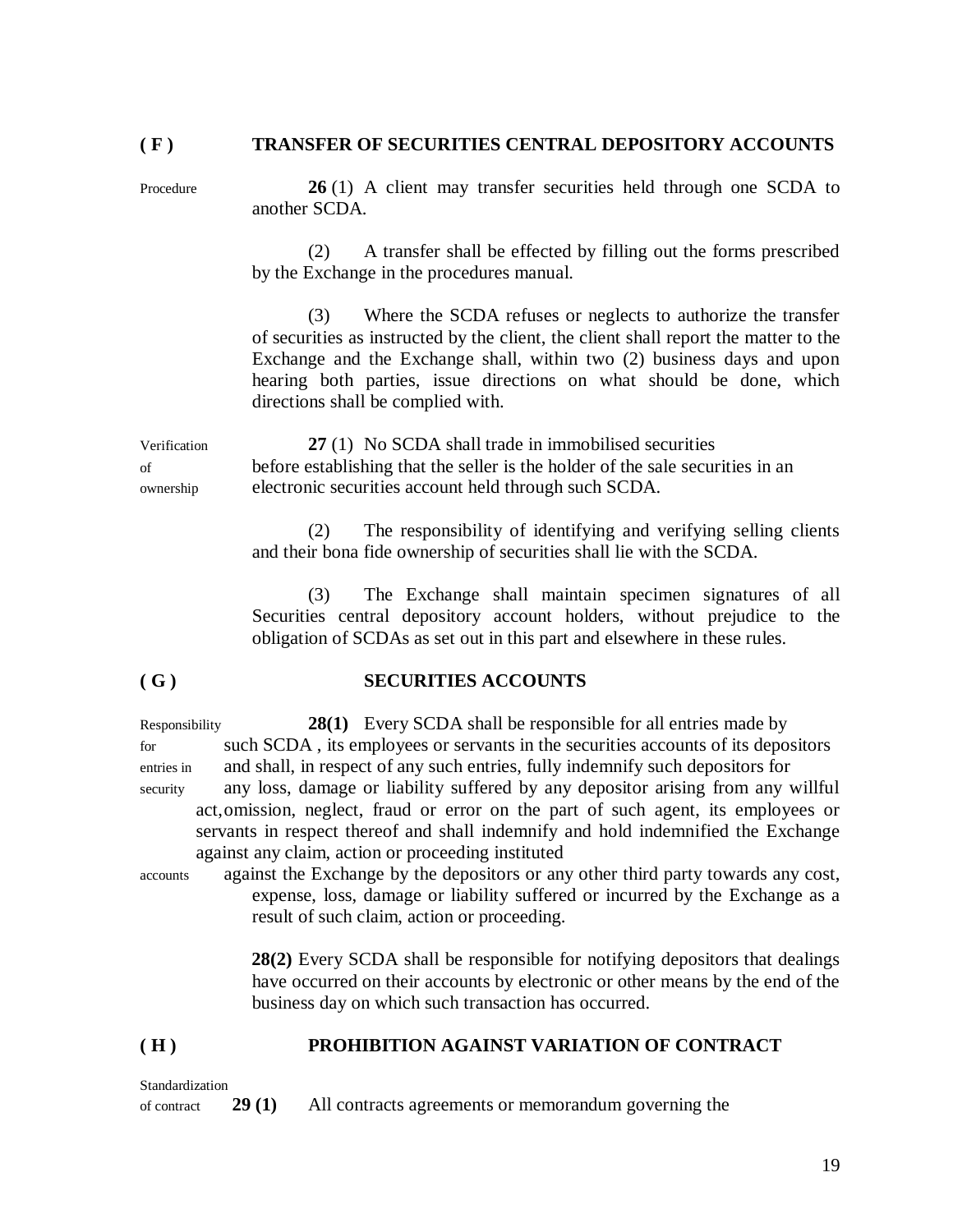## ( F ) TRANSFER OF SECURITIES CENTRAL DEPOSITORY ACCOUNTS

Procedure

**26** (1) A client may transfer securities held through one SCDA to another SCDA.

(2) A transfer shall be effected by filling out the forms prescribed by the Exchange in the procedures manual.

(3) Where the SCDA refuses or neglects to authorize the transfer of securities as instructed by the client, the client shall report the matter to the Exchange and the Exchange shall, within two (2) business days and upon hearing both parties, issue directions on what should be done, which directions shall be complied with.

Verification of ownership

**27** (1) No SCDA shall trade in immobilised securities before establishing that the seller is the holder of the sale securities in an electronic securities account held through such SCDA.

(2) The responsibility of identifying and verifying selling clients and their bona fide ownership of securities shall lie with the SCDA.

(3) The Exchange shall maintain specimen signatures of all Securities central depository account holders, without prejudice to the obligation of SCDAs as set out in this part and elsewhere in these rules.

## ( G ) SECURITIES ACCOUNTS

Responsibility for entries in security accounts

**28(1)** Every SCDA shall be responsible for all entries made by such SCDA , its employees or servants in the securities accounts of its depositors and shall, in respect of any such entries, fully indemnify such depositors for any loss, damage or liability suffered by any depositor arising from any willful act, omission, neglect, fraud or error on the part of such agent, its employees or servants in respect thereof and shall indemnify and hold indemnified the Exchange against any claim, action or proceeding instituted against the Exchange by the depositors or any other third party towards any cost, expense, loss, damage or liability suffered or incurred by the Exchange as a result of such claim, action or proceeding.

**28(2)** Every SCDA shall be responsible for notifying depositors that dealings have occurred on their accounts by electronic or other means by the end of the business day on which such transaction has occurred.

## ( H ) PROHIBITION AGAINST VARIATION OF CONTRACT

Standardization of contract

**29 (1)** All contracts agreements or memorandum governing the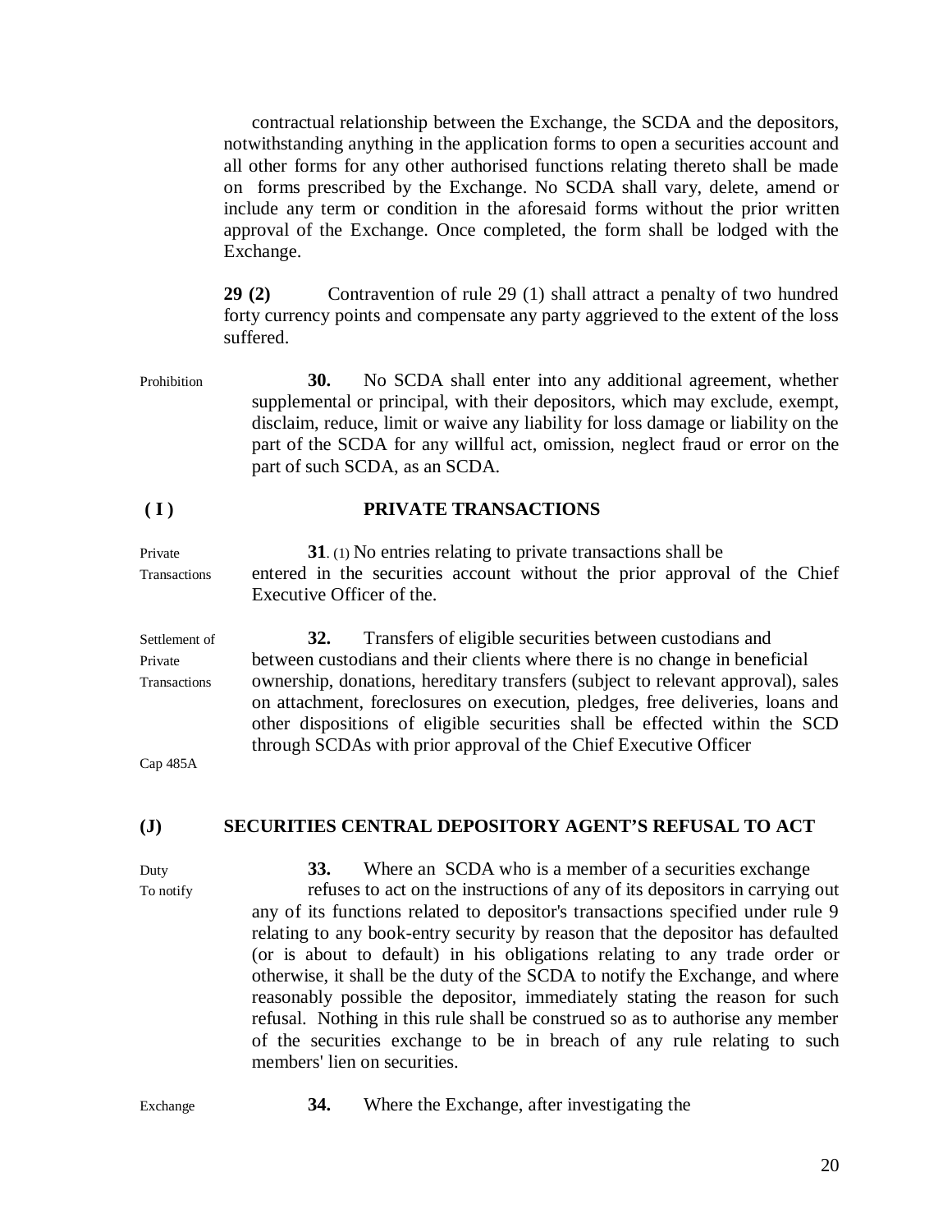contractual relationship between the Exchange, the SCDA and the depositors, notwithstanding anything in the application forms to open a securities account and all other forms for any other authorised functions relating thereto shall be made on forms prescribed by the Exchange. No SCDA shall vary, delete, amend or include any term or condition in the aforesaid forms without the prior written approval of the Exchange. Once completed, the form shall be lodged with the Exchange.

**29 (2)** Contravention of rule 29 (1) shall attract a penalty of two hundred forty currency points and compensate any party aggrieved to the extent of the loss suffered.

Prohibition

**30.** No SCDA shall enter into any additional agreement, whether supplemental or principal, with their depositors, which may exclude, exempt, disclaim, reduce, limit or waive any liability for loss damage or liability on the part of the SCDA for any willful act, omission, neglect fraud or error on the part of such SCDA, as an SCDA.

## ( I ) PRIVATE TRANSACTIONS

Private Transactions

**31**. (1) No entries relating to private transactions shall be entered in the securities account without the prior approval of the Chief Executive Officer of the.

Settlement of Private Transactions

**32.** Transfers of eligible securities between custodians and between custodians and their clients where there is no change in beneficial ownership, donations, hereditary transfers (subject to relevant approval), sales on attachment, foreclosures on execution, pledges, free deliveries, loans and other dispositions of eligible securities shall be effected within the SCD through SCDAs with prior approval of the Chief Executive Officer

Cap 485A

## (J) SECURITIES CENTRAL DEPOSITORY AGENT'S REFUSAL TO ACT

Duty To notify

**33.** Where an SCDA who is a member of a securities exchange refuses to act on the instructions of any of its depositors in carrying out any of its functions related to depositor's transactions specified under rule 9 relating to any book-entry security by reason that the depositor has defaulted (or is about to default) in his obligations relating to any trade order or otherwise, it shall be the duty of the SCDA to notify the Exchange, and where reasonably possible the depositor, immediately stating the reason for such refusal. Nothing in this rule shall be construed so as to authorise any member of the securities exchange to be in breach of any rule relating to such members' lien on securities.

Exchange

**34.** Where the Exchange, after investigating the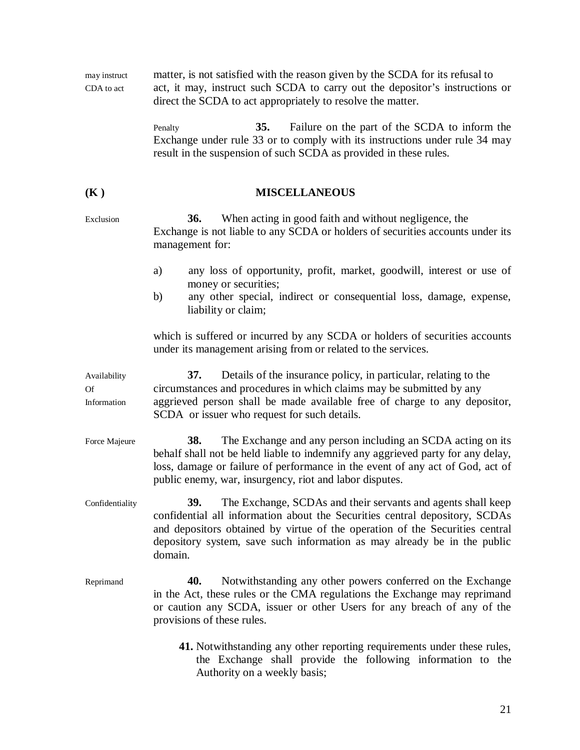may instruct CDA to act — matter, is not satisfied with the reason given by the SCDA for its refusal to act, it may, instruct such SCDA to carry out the depositor's instructions or direct the SCDA to act appropriately to resolve the matter.

Penalty — **35.** Failure on the part of the SCDA to inform the Exchange under rule 33 or to comply with its instructions under rule 34 may result in the suspension of such SCDA as provided in these rules.

## (K ) MISCELLANEOUS

Exclusion — **36.** When acting in good faith and without negligence, the Exchange is not liable to any SCDA or holders of securities accounts under its management for:

a) any loss of opportunity, profit, market, goodwill, interest or use of money or securities;
b) any other special, indirect or consequential loss, damage, expense, liability or claim;

which is suffered or incurred by any SCDA or holders of securities accounts under its management arising from or related to the services.

Availability Of Information — **37.** Details of the insurance policy, in particular, relating to the circumstances and procedures in which claims may be submitted by any aggrieved person shall be made available free of charge to any depositor, SCDA or issuer who request for such details.

Force Majeure — **38.** The Exchange and any person including an SCDA acting on its behalf shall not be held liable to indemnify any aggrieved party for any delay, loss, damage or failure of performance in the event of any act of God, act of public enemy, war, insurgency, riot and labor disputes.

Confidentiality — **39.** The Exchange, SCDAs and their servants and agents shall keep confidential all information about the Securities central depository, SCDAs and depositors obtained by virtue of the operation of the Securities central depository system, save such information as may already be in the public domain.

Reprimand — **40.** Notwithstanding any other powers conferred on the Exchange in the Act, these rules or the CMA regulations the Exchange may reprimand or caution any SCDA, issuer or other Users for any breach of any of the provisions of these rules.

**41.** Notwithstanding any other reporting requirements under these rules, the Exchange shall provide the following information to the Authority on a weekly basis;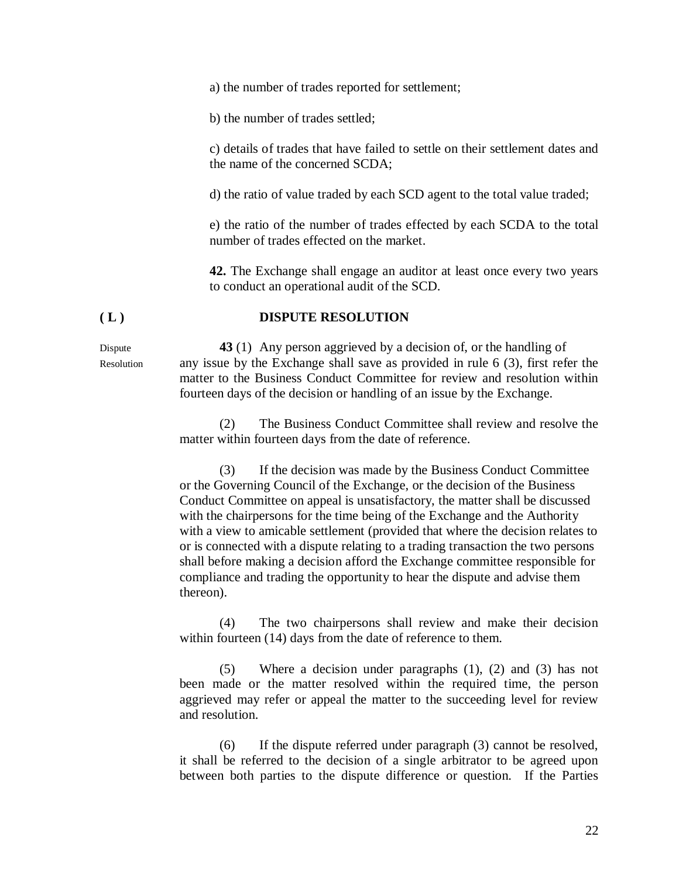a) the number of trades reported for settlement;

b) the number of trades settled;

c) details of trades that have failed to settle on their settlement dates and the name of the concerned SCDA;

d) the ratio of value traded by each SCD agent to the total value traded;

e) the ratio of the number of trades effected by each SCDA to the total number of trades effected on the market.

**42.** The Exchange shall engage an auditor at least once every two years to conduct an operational audit of the SCD.

## ( L ) DISPUTE RESOLUTION

Dispute Resolution

**43** (1) Any person aggrieved by a decision of, or the handling of any issue by the Exchange shall save as provided in rule 6 (3), first refer the matter to the Business Conduct Committee for review and resolution within fourteen days of the decision or handling of an issue by the Exchange.

(2) The Business Conduct Committee shall review and resolve the matter within fourteen days from the date of reference.

(3) If the decision was made by the Business Conduct Committee or the Governing Council of the Exchange, or the decision of the Business Conduct Committee on appeal is unsatisfactory, the matter shall be discussed with the chairpersons for the time being of the Exchange and the Authority with a view to amicable settlement (provided that where the decision relates to or is connected with a dispute relating to a trading transaction the two persons shall before making a decision afford the Exchange committee responsible for compliance and trading the opportunity to hear the dispute and advise them thereon).

(4) The two chairpersons shall review and make their decision within fourteen (14) days from the date of reference to them.

(5) Where a decision under paragraphs (1), (2) and (3) has not been made or the matter resolved within the required time, the person aggrieved may refer or appeal the matter to the succeeding level for review and resolution.

(6) If the dispute referred under paragraph (3) cannot be resolved, it shall be referred to the decision of a single arbitrator to be agreed upon between both parties to the dispute difference or question. If the Parties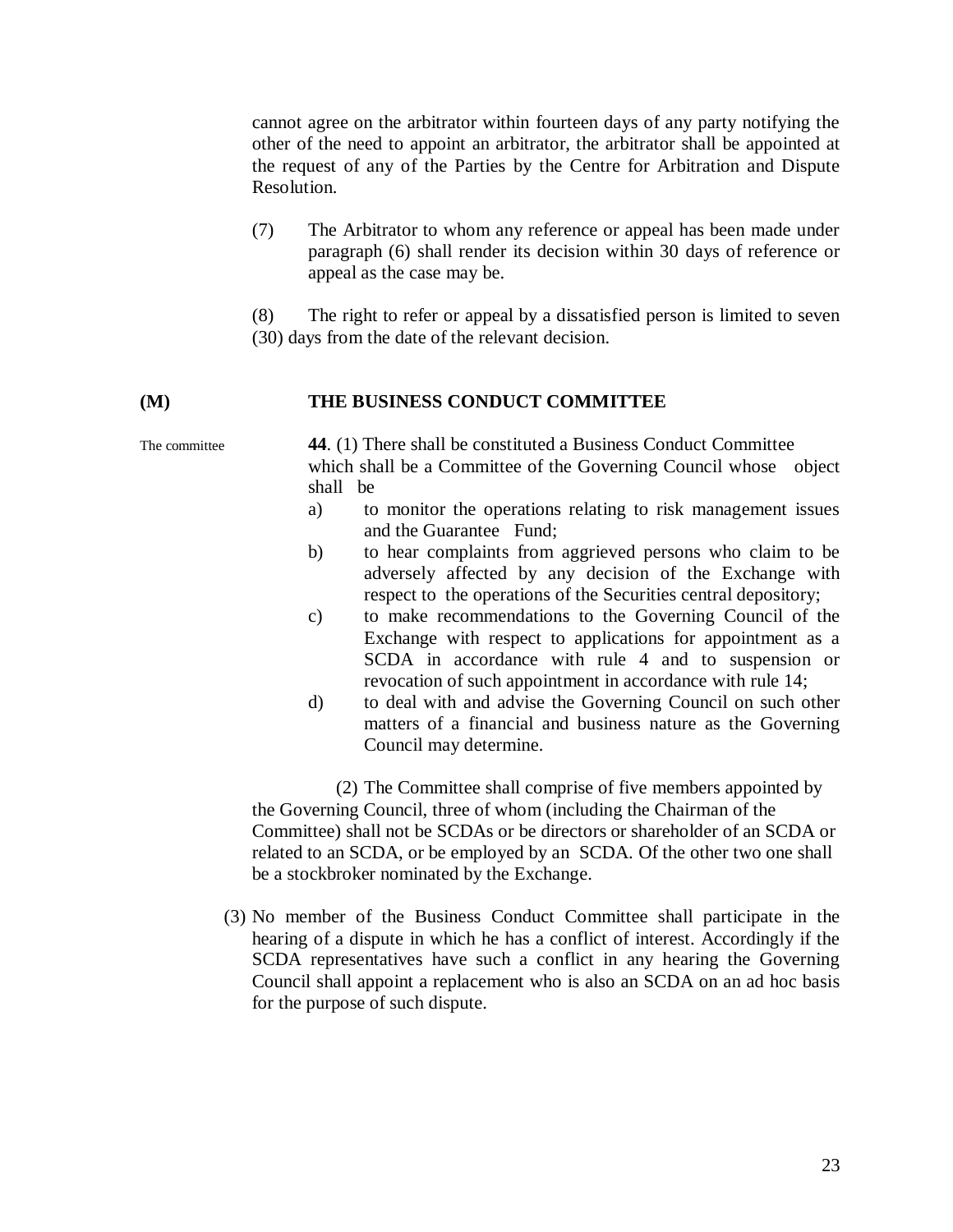cannot agree on the arbitrator within fourteen days of any party notifying the other of the need to appoint an arbitrator, the arbitrator shall be appointed at the request of any of the Parties by the Centre for Arbitration and Dispute Resolution.

(7) The Arbitrator to whom any reference or appeal has been made under paragraph (6) shall render its decision within 30 days of reference or appeal as the case may be.

(8) The right to refer or appeal by a dissatisfied person is limited to seven (30) days from the date of the relevant decision.

## (M) THE BUSINESS CONDUCT COMMITTEE

The committee

**44**. (1) There shall be constituted a Business Conduct Committee which shall be a Committee of the Governing Council whose object shall be

a) to monitor the operations relating to risk management issues and the Guarantee Fund;

b) to hear complaints from aggrieved persons who claim to be adversely affected by any decision of the Exchange with respect to the operations of the Securities central depository;

c) to make recommendations to the Governing Council of the Exchange with respect to applications for appointment as a SCDA in accordance with rule 4 and to suspension or revocation of such appointment in accordance with rule 14;

d) to deal with and advise the Governing Council on such other matters of a financial and business nature as the Governing Council may determine.

(2) The Committee shall comprise of five members appointed by the Governing Council, three of whom (including the Chairman of the Committee) shall not be SCDAs or be directors or shareholder of an SCDA or related to an SCDA, or be employed by an SCDA. Of the other two one shall be a stockbroker nominated by the Exchange.

(3) No member of the Business Conduct Committee shall participate in the hearing of a dispute in which he has a conflict of interest. Accordingly if the SCDA representatives have such a conflict in any hearing the Governing Council shall appoint a replacement who is also an SCDA on an ad hoc basis for the purpose of such dispute.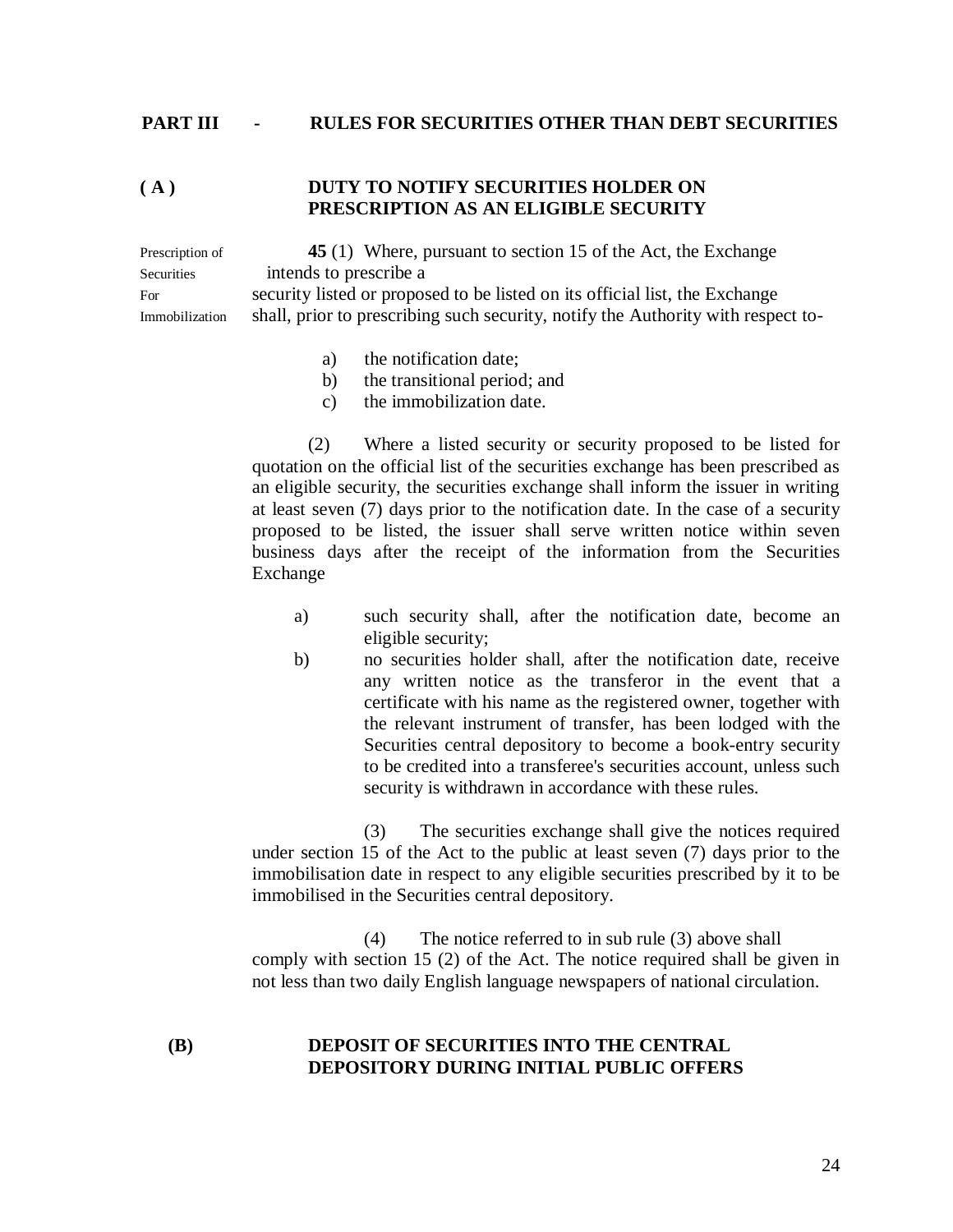## PART III - RULES FOR SECURITIES OTHER THAN DEBT SECURITIES

### ( A ) DUTY TO NOTIFY SECURITIES HOLDER ON PRESCRIPTION AS AN ELIGIBLE SECURITY

Prescription of Securities For Immobilization

**45** (1) Where, pursuant to section 15 of the Act, the Exchange intends to prescribe a security listed or proposed to be listed on its official list, the Exchange shall, prior to prescribing such security, notify the Authority with respect to-

a) the notification date;
b) the transitional period; and
c) the immobilization date.

(2) Where a listed security or security proposed to be listed for quotation on the official list of the securities exchange has been prescribed as an eligible security, the securities exchange shall inform the issuer in writing at least seven (7) days prior to the notification date. In the case of a security proposed to be listed, the issuer shall serve written notice within seven business days after the receipt of the information from the Securities Exchange

a) such security shall, after the notification date, become an eligible security;
b) no securities holder shall, after the notification date, receive any written notice as the transferor in the event that a certificate with his name as the registered owner, together with the relevant instrument of transfer, has been lodged with the Securities central depository to become a book-entry security to be credited into a transferee's securities account, unless such security is withdrawn in accordance with these rules.

(3) The securities exchange shall give the notices required under section 15 of the Act to the public at least seven (7) days prior to the immobilisation date in respect to any eligible securities prescribed by it to be immobilised in the Securities central depository.

(4) The notice referred to in sub rule (3) above shall comply with section 15 (2) of the Act. The notice required shall be given in not less than two daily English language newspapers of national circulation.

### (B) DEPOSIT OF SECURITIES INTO THE CENTRAL DEPOSITORY DURING INITIAL PUBLIC OFFERS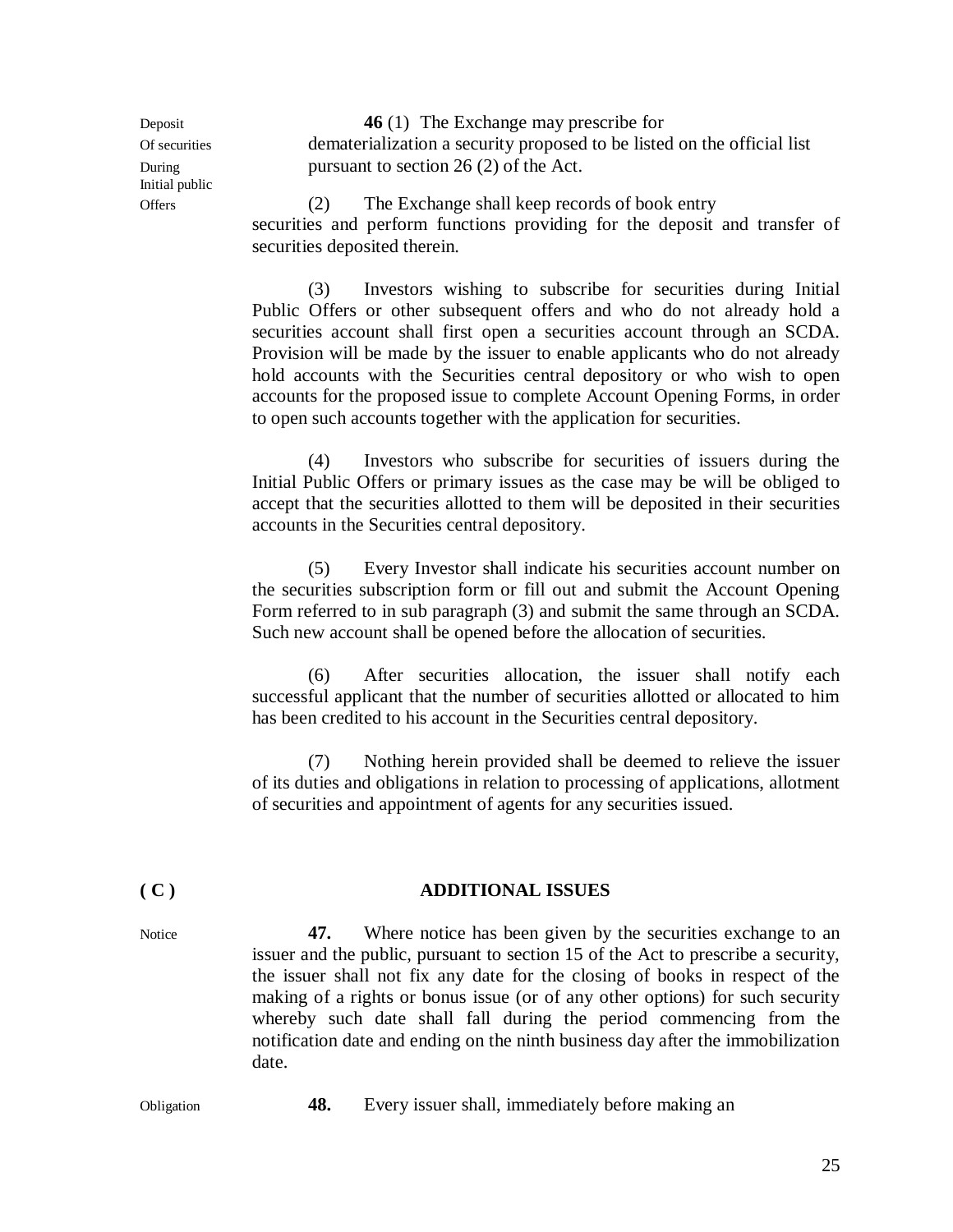Deposit Of securities During Initial public Offers

**46** (1) The Exchange may prescribe for dematerialization a security proposed to be listed on the official list pursuant to section 26 (2) of the Act.

(2) The Exchange shall keep records of book entry securities and perform functions providing for the deposit and transfer of securities deposited therein.

(3) Investors wishing to subscribe for securities during Initial Public Offers or other subsequent offers and who do not already hold a securities account shall first open a securities account through an SCDA. Provision will be made by the issuer to enable applicants who do not already hold accounts with the Securities central depository or who wish to open accounts for the proposed issue to complete Account Opening Forms, in order to open such accounts together with the application for securities.

(4) Investors who subscribe for securities of issuers during the Initial Public Offers or primary issues as the case may be will be obliged to accept that the securities allotted to them will be deposited in their securities accounts in the Securities central depository.

(5) Every Investor shall indicate his securities account number on the securities subscription form or fill out and submit the Account Opening Form referred to in sub paragraph (3) and submit the same through an SCDA. Such new account shall be opened before the allocation of securities.

(6) After securities allocation, the issuer shall notify each successful applicant that the number of securities allotted or allocated to him has been credited to his account in the Securities central depository.

(7) Nothing herein provided shall be deemed to relieve the issuer of its duties and obligations in relation to processing of applications, allotment of securities and appointment of agents for any securities issued.

**( C )** **ADDITIONAL ISSUES**

Notice

**47.** Where notice has been given by the securities exchange to an issuer and the public, pursuant to section 15 of the Act to prescribe a security, the issuer shall not fix any date for the closing of books in respect of the making of a rights or bonus issue (or of any other options) for such security whereby such date shall fall during the period commencing from the notification date and ending on the ninth business day after the immobilization date.

Obligation

**48.** Every issuer shall, immediately before making an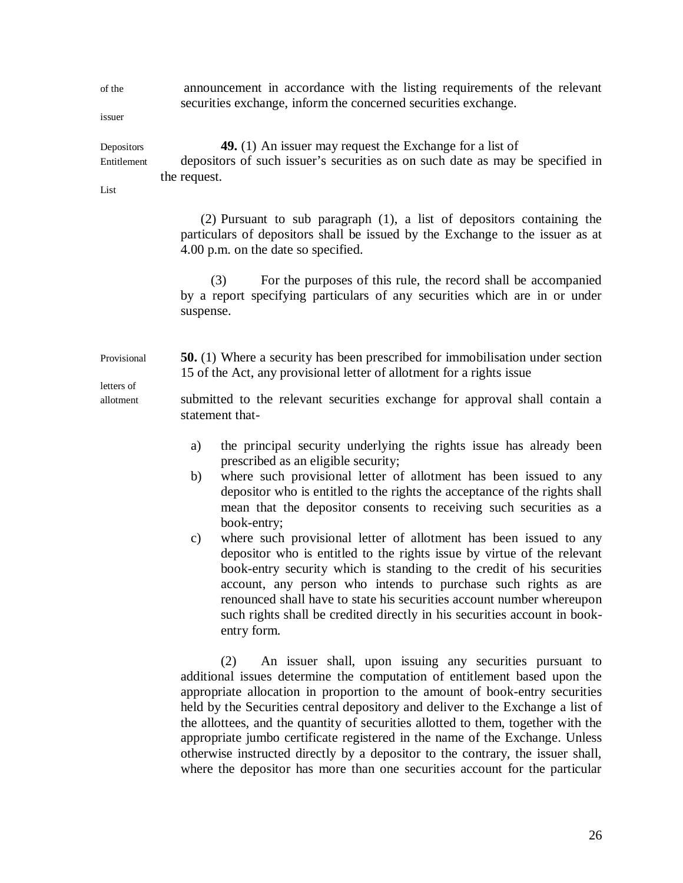of the issuer — announcement in accordance with the listing requirements of the relevant securities exchange, inform the concerned securities exchange.

**Depositors Entitlement List**

**49.** (1) An issuer may request the Exchange for a list of depositors of such issuer's securities as on such date as may be specified in the request.

(2) Pursuant to sub paragraph (1), a list of depositors containing the particulars of depositors shall be issued by the Exchange to the issuer as at 4.00 p.m. on the date so specified.

(3) For the purposes of this rule, the record shall be accompanied by a report specifying particulars of any securities which are in or under suspense.

**Provisional letters of allotment**

**50.** (1) Where a security has been prescribed for immobilisation under section 15 of the Act, any provisional letter of allotment for a rights issue submitted to the relevant securities exchange for approval shall contain a statement that-

a) the principal security underlying the rights issue has already been prescribed as an eligible security;
b) where such provisional letter of allotment has been issued to any depositor who is entitled to the rights the acceptance of the rights shall mean that the depositor consents to receiving such securities as a book-entry;
c) where such provisional letter of allotment has been issued to any depositor who is entitled to the rights issue by virtue of the relevant book-entry security which is standing to the credit of his securities account, any person who intends to purchase such rights as are renounced shall have to state his securities account number whereupon such rights shall be credited directly in his securities account in book-entry form.

(2) An issuer shall, upon issuing any securities pursuant to additional issues determine the computation of entitlement based upon the appropriate allocation in proportion to the amount of book-entry securities held by the Securities central depository and deliver to the Exchange a list of the allottees, and the quantity of securities allotted to them, together with the appropriate jumbo certificate registered in the name of the Exchange. Unless otherwise instructed directly by a depositor to the contrary, the issuer shall, where the depositor has more than one securities account for the particular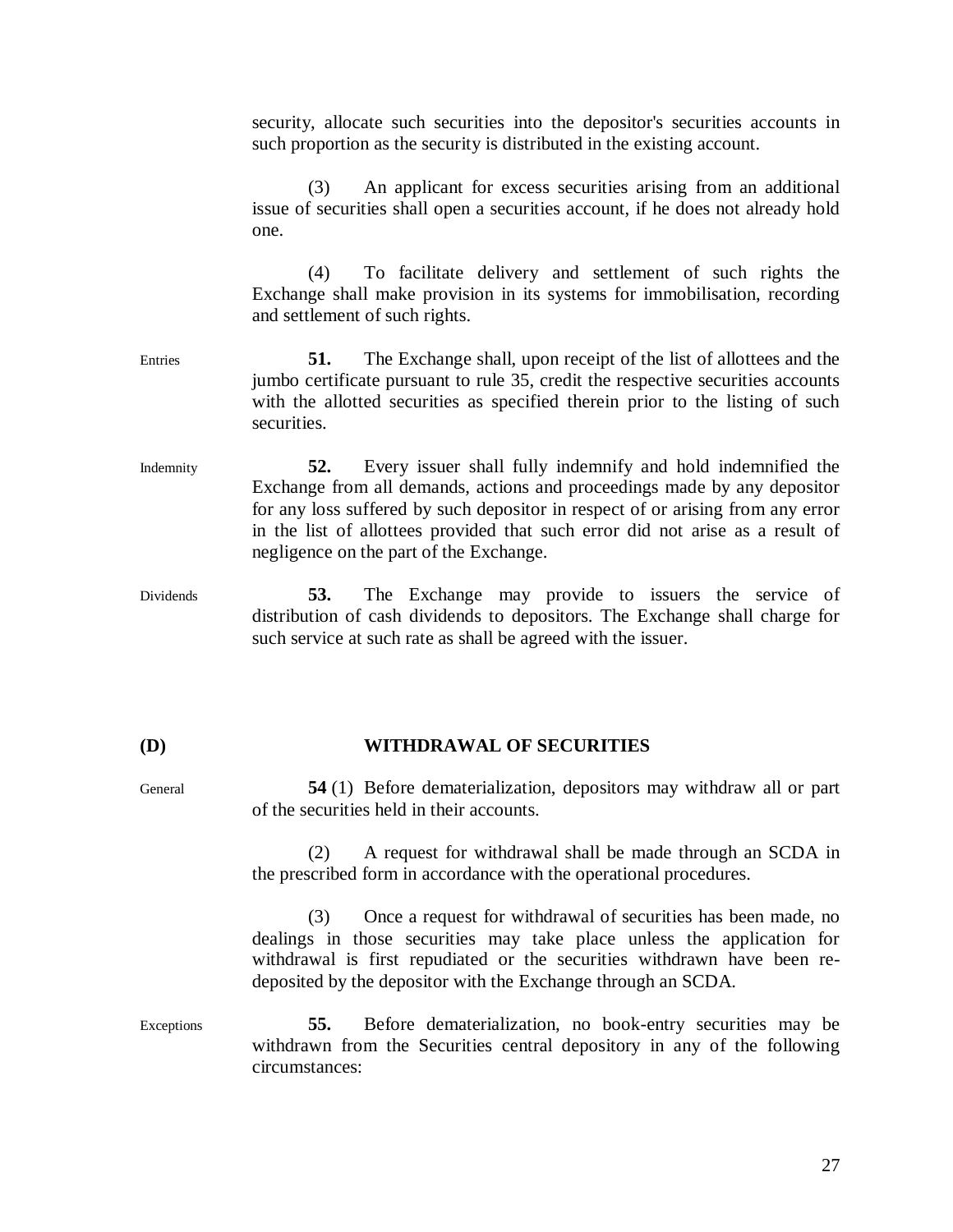security, allocate such securities into the depositor's securities accounts in such proportion as the security is distributed in the existing account.

(3) An applicant for excess securities arising from an additional issue of securities shall open a securities account, if he does not already hold one.

(4) To facilitate delivery and settlement of such rights the Exchange shall make provision in its systems for immobilisation, recording and settlement of such rights.

Entries

**51.** The Exchange shall, upon receipt of the list of allottees and the jumbo certificate pursuant to rule 35, credit the respective securities accounts with the allotted securities as specified therein prior to the listing of such securities.

Indemnity

**52.** Every issuer shall fully indemnify and hold indemnified the Exchange from all demands, actions and proceedings made by any depositor for any loss suffered by such depositor in respect of or arising from any error in the list of allottees provided that such error did not arise as a result of negligence on the part of the Exchange.

Dividends

**53.** The Exchange may provide to issuers the service of distribution of cash dividends to depositors. The Exchange shall charge for such service at such rate as shall be agreed with the issuer.

## (D) WITHDRAWAL OF SECURITIES

General

**54** (1) Before dematerialization, depositors may withdraw all or part of the securities held in their accounts.

(2) A request for withdrawal shall be made through an SCDA in the prescribed form in accordance with the operational procedures.

(3) Once a request for withdrawal of securities has been made, no dealings in those securities may take place unless the application for withdrawal is first repudiated or the securities withdrawn have been re-deposited by the depositor with the Exchange through an SCDA.

Exceptions

**55.** Before dematerialization, no book-entry securities may be withdrawn from the Securities central depository in any of the following circumstances: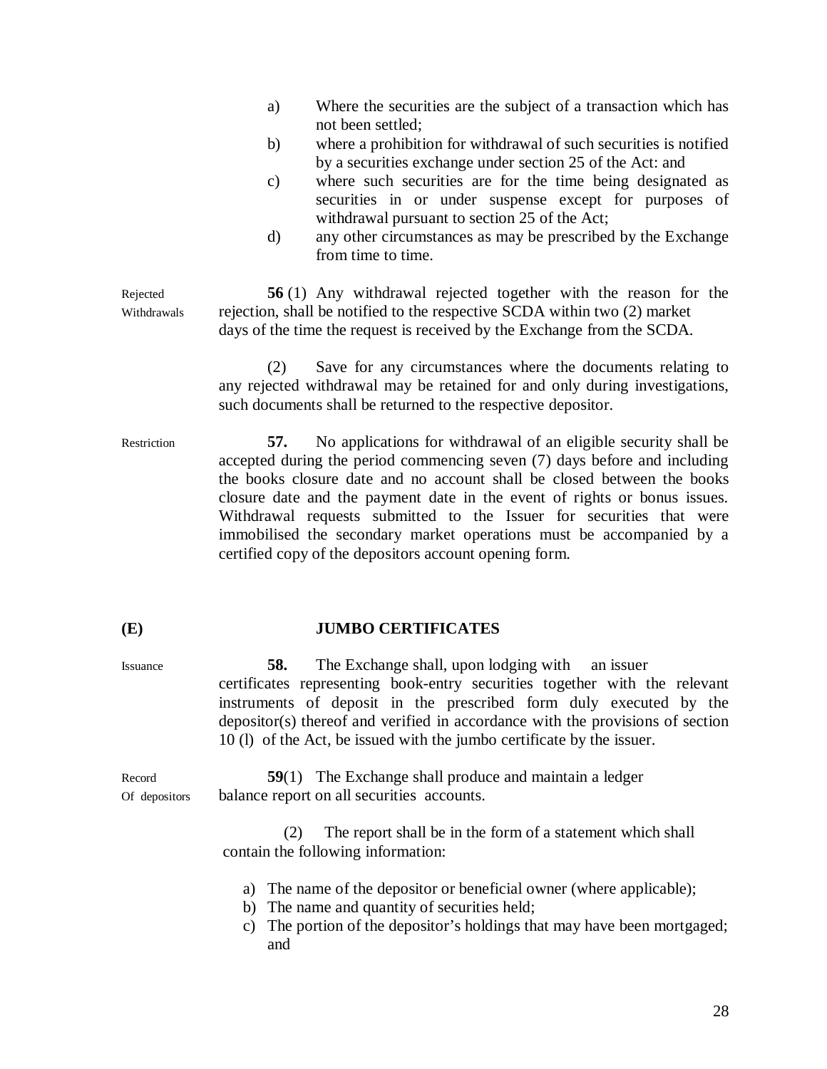a) Where the securities are the subject of a transaction which has not been settled;
b) where a prohibition for withdrawal of such securities is notified by a securities exchange under section 25 of the Act: and
c) where such securities are for the time being designated as securities in or under suspense except for purposes of withdrawal pursuant to section 25 of the Act;
d) any other circumstances as may be prescribed by the Exchange from time to time.

Rejected Withdrawals

**56** (1) Any withdrawal rejected together with the reason for the rejection, shall be notified to the respective SCDA within two (2) market days of the time the request is received by the Exchange from the SCDA.

(2) Save for any circumstances where the documents relating to any rejected withdrawal may be retained for and only during investigations, such documents shall be returned to the respective depositor.

Restriction

**57.** No applications for withdrawal of an eligible security shall be accepted during the period commencing seven (7) days before and including the books closure date and no account shall be closed between the books closure date and the payment date in the event of rights or bonus issues. Withdrawal requests submitted to the Issuer for securities that were immobilised the secondary market operations must be accompanied by a certified copy of the depositors account opening form.

## (E) JUMBO CERTIFICATES

Issuance

**58.** The Exchange shall, upon lodging with an issuer certificates representing book-entry securities together with the relevant instruments of deposit in the prescribed form duly executed by the depositor(s) thereof and verified in accordance with the provisions of section 10 (l) of the Act, be issued with the jumbo certificate by the issuer.

Record Of depositors

**59**(1) The Exchange shall produce and maintain a ledger balance report on all securities accounts.

(2) The report shall be in the form of a statement which shall contain the following information:

a) The name of the depositor or beneficial owner (where applicable);
b) The name and quantity of securities held;
c) The portion of the depositor's holdings that may have been mortgaged; and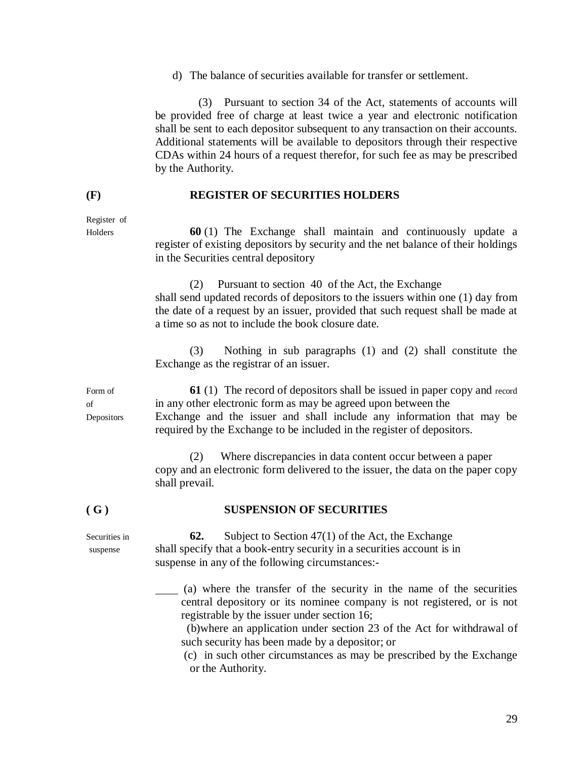d) The balance of securities available for transfer or settlement.

(3) Pursuant to section 34 of the Act, statements of accounts will be provided free of charge at least twice a year and electronic notification shall be sent to each depositor subsequent to any transaction on their accounts. Additional statements will be available to depositors through their respective CDAs within 24 hours of a request therefor, for such fee as may be prescribed by the Authority.

## (F) REGISTER OF SECURITIES HOLDERS

*Register of Holders*

**60** (1) The Exchange shall maintain and continuously update a register of existing depositors by security and the net balance of their holdings in the Securities central depository

(2) Pursuant to section 40 of the Act, the Exchange shall send updated records of depositors to the issuers within one (1) day from the date of a request by an issuer, provided that such request shall be made at a time so as not to include the book closure date.

(3) Nothing in sub paragraphs (1) and (2) shall constitute the Exchange as the registrar of an issuer.

*Form of record of Depositors*

**61** (1) The record of depositors shall be issued in paper copy and in any other electronic form as may be agreed upon between the Exchange and the issuer and shall include any information that may be required by the Exchange to be included in the register of depositors.

(2) Where discrepancies in data content occur between a paper copy and an electronic form delivered to the issuer, the data on the paper copy shall prevail.

## ( G ) SUSPENSION OF SECURITIES

*Securities in suspense*

**62.** Subject to Section 47(1) of the Act, the Exchange shall specify that a book-entry security in a securities account is in suspense in any of the following circumstances:-

(a) where the transfer of the security in the name of the securities central depository or its nominee company is not registered, or is not registrable by the issuer under section 16;

(b) where an application under section 23 of the Act for withdrawal of such security has been made by a depositor; or

(c) in such other circumstances as may be prescribed by the Exchange or the Authority.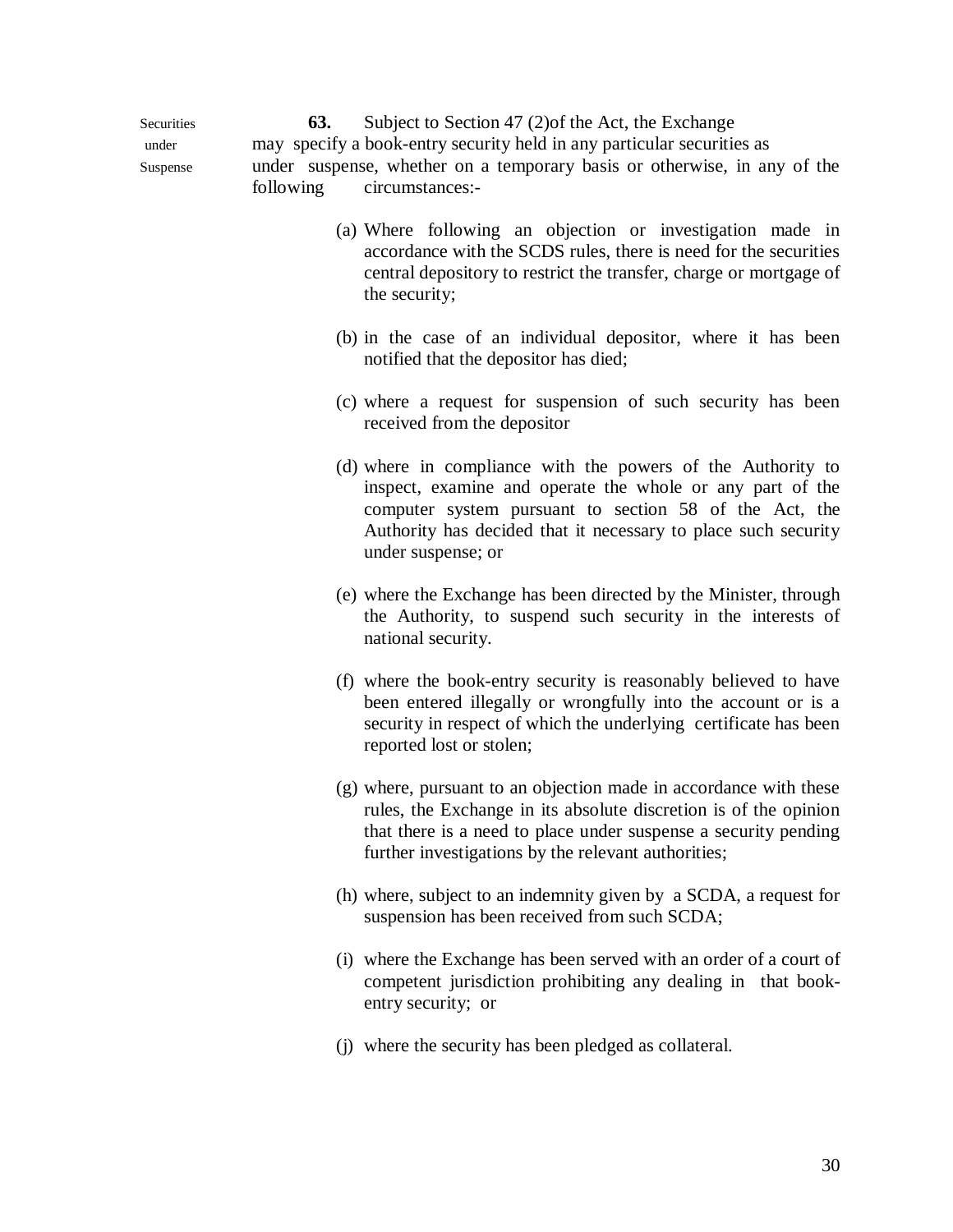Securities under Suspense

**63.** Subject to Section 47 (2)of the Act, the Exchange may specify a book-entry security held in any particular securities as under suspense, whether on a temporary basis or otherwise, in any of the following circumstances:-

(a) Where following an objection or investigation made in accordance with the SCDS rules, there is need for the securities central depository to restrict the transfer, charge or mortgage of the security;

(b) in the case of an individual depositor, where it has been notified that the depositor has died;

(c) where a request for suspension of such security has been received from the depositor

(d) where in compliance with the powers of the Authority to inspect, examine and operate the whole or any part of the computer system pursuant to section 58 of the Act, the Authority has decided that it necessary to place such security under suspense; or

(e) where the Exchange has been directed by the Minister, through the Authority, to suspend such security in the interests of national security.

(f) where the book-entry security is reasonably believed to have been entered illegally or wrongfully into the account or is a security in respect of which the underlying certificate has been reported lost or stolen;

(g) where, pursuant to an objection made in accordance with these rules, the Exchange in its absolute discretion is of the opinion that there is a need to place under suspense a security pending further investigations by the relevant authorities;

(h) where, subject to an indemnity given by a SCDA, a request for suspension has been received from such SCDA;

(i) where the Exchange has been served with an order of a court of competent jurisdiction prohibiting any dealing in that book-entry security; or

(j) where the security has been pledged as collateral.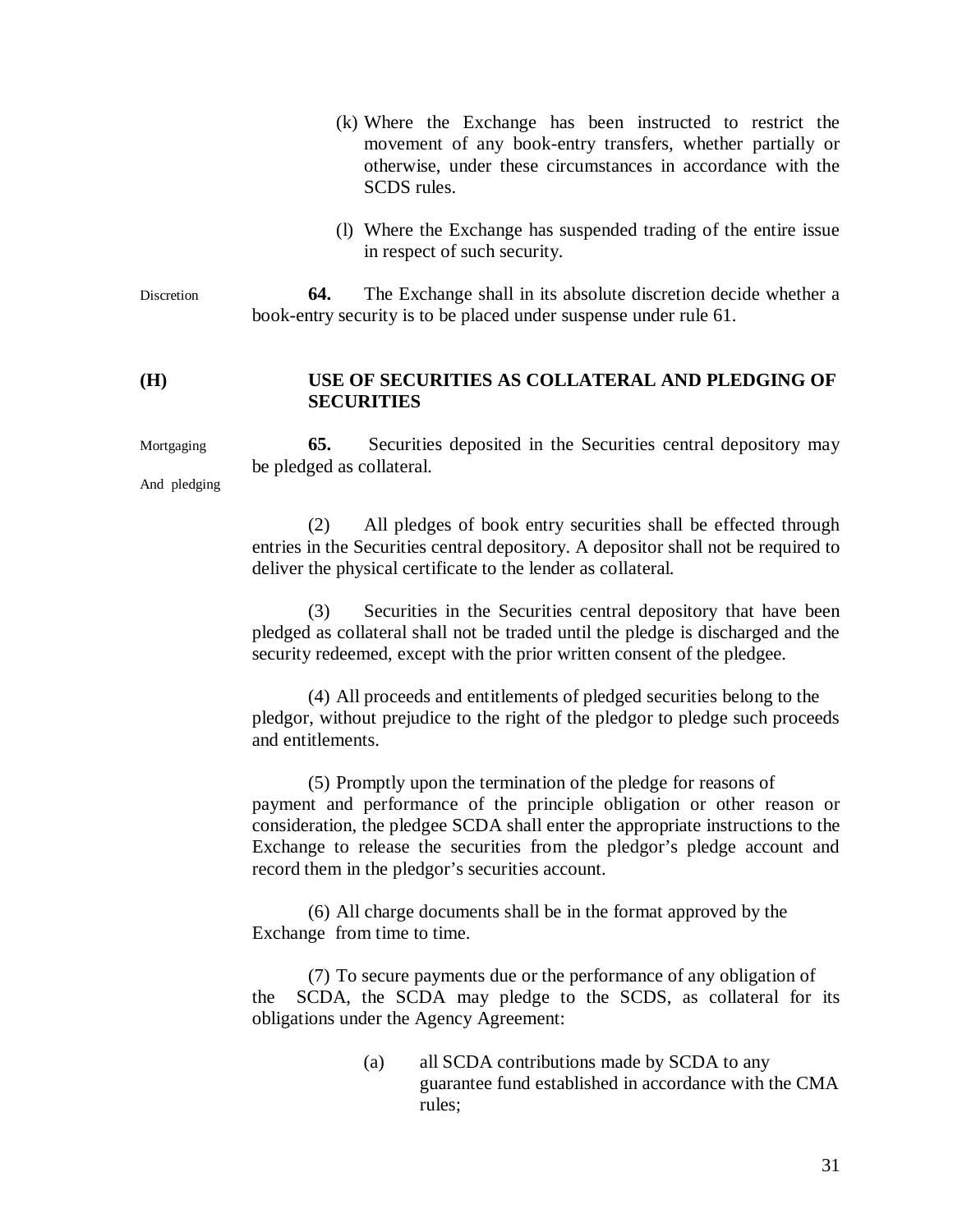(k) Where the Exchange has been instructed to restrict the movement of any book-entry transfers, whether partially or otherwise, under these circumstances in accordance with the SCDS rules.

(l) Where the Exchange has suspended trading of the entire issue in respect of such security.

Discretion

**64.** The Exchange shall in its absolute discretion decide whether a book-entry security is to be placed under suspense under rule 61.

## (H) USE OF SECURITIES AS COLLATERAL AND PLEDGING OF SECURITIES

Mortgaging And pledging

**65.** Securities deposited in the Securities central depository may be pledged as collateral.

(2) All pledges of book entry securities shall be effected through entries in the Securities central depository. A depositor shall not be required to deliver the physical certificate to the lender as collateral.

(3) Securities in the Securities central depository that have been pledged as collateral shall not be traded until the pledge is discharged and the security redeemed, except with the prior written consent of the pledgee.

(4) All proceeds and entitlements of pledged securities belong to the pledgor, without prejudice to the right of the pledgor to pledge such proceeds and entitlements.

(5) Promptly upon the termination of the pledge for reasons of payment and performance of the principle obligation or other reason or consideration, the pledgee SCDA shall enter the appropriate instructions to the Exchange to release the securities from the pledgor's pledge account and record them in the pledgor's securities account.

(6) All charge documents shall be in the format approved by the Exchange from time to time.

(7) To secure payments due or the performance of any obligation of the SCDA, the SCDA may pledge to the SCDS, as collateral for its obligations under the Agency Agreement:

(a) all SCDA contributions made by SCDA to any guarantee fund established in accordance with the CMA rules;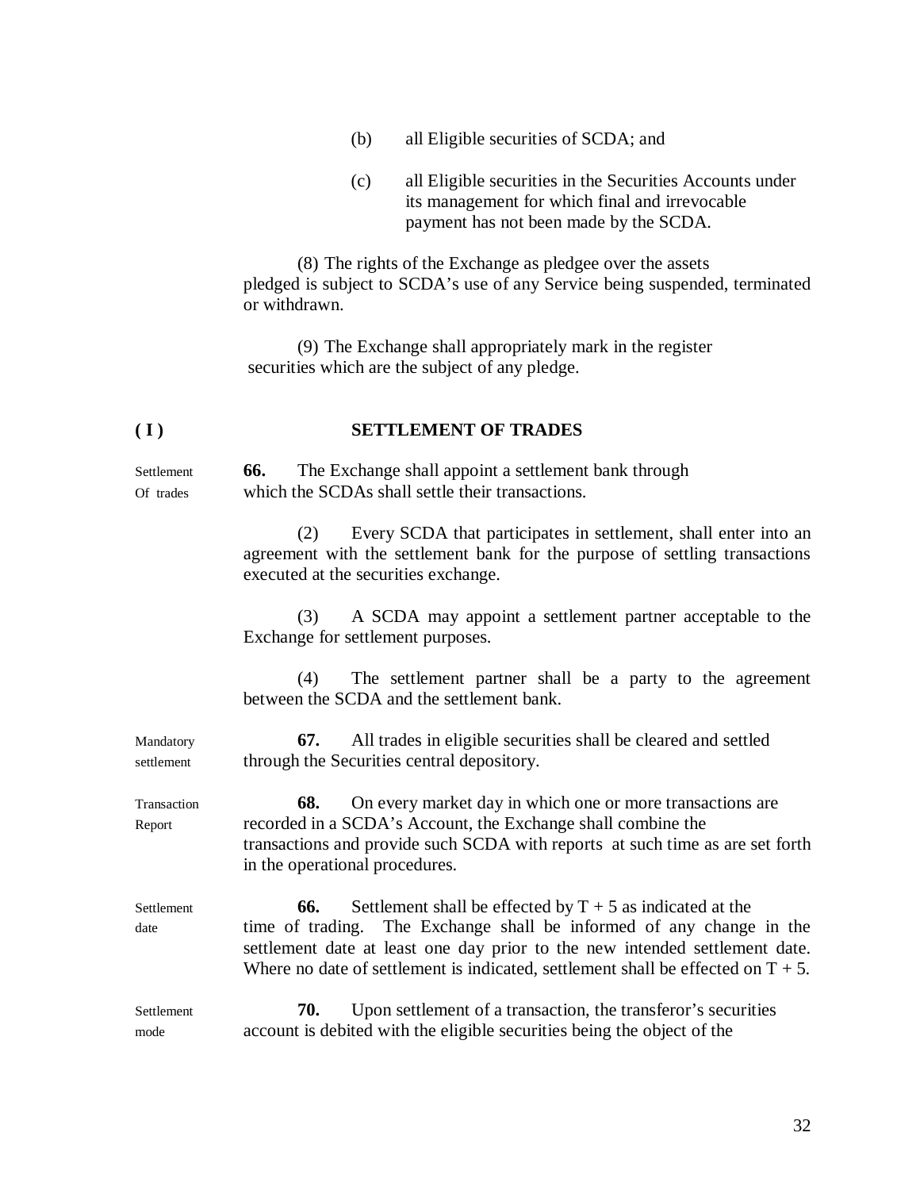(b) all Eligible securities of SCDA; and

(c) all Eligible securities in the Securities Accounts under its management for which final and irrevocable payment has not been made by the SCDA.

(8) The rights of the Exchange as pledgee over the assets pledged is subject to SCDA's use of any Service being suspended, terminated or withdrawn.

(9) The Exchange shall appropriately mark in the register securities which are the subject of any pledge.

## ( I ) SETTLEMENT OF TRADES

Settlement Of trades

**66.** The Exchange shall appoint a settlement bank through which the SCDAs shall settle their transactions.

(2) Every SCDA that participates in settlement, shall enter into an agreement with the settlement bank for the purpose of settling transactions executed at the securities exchange.

(3) A SCDA may appoint a settlement partner acceptable to the Exchange for settlement purposes.

(4) The settlement partner shall be a party to the agreement between the SCDA and the settlement bank.

Mandatory settlement

**67.** All trades in eligible securities shall be cleared and settled through the Securities central depository.

Transaction Report

**68.** On every market day in which one or more transactions are recorded in a SCDA's Account, the Exchange shall combine the transactions and provide such SCDA with reports at such time as are set forth in the operational procedures.

Settlement date

**66.** Settlement shall be effected by T + 5 as indicated at the time of trading. The Exchange shall be informed of any change in the settlement date at least one day prior to the new intended settlement date. Where no date of settlement is indicated, settlement shall be effected on T + 5.

Settlement mode

**70.** Upon settlement of a transaction, the transferor's securities account is debited with the eligible securities being the object of the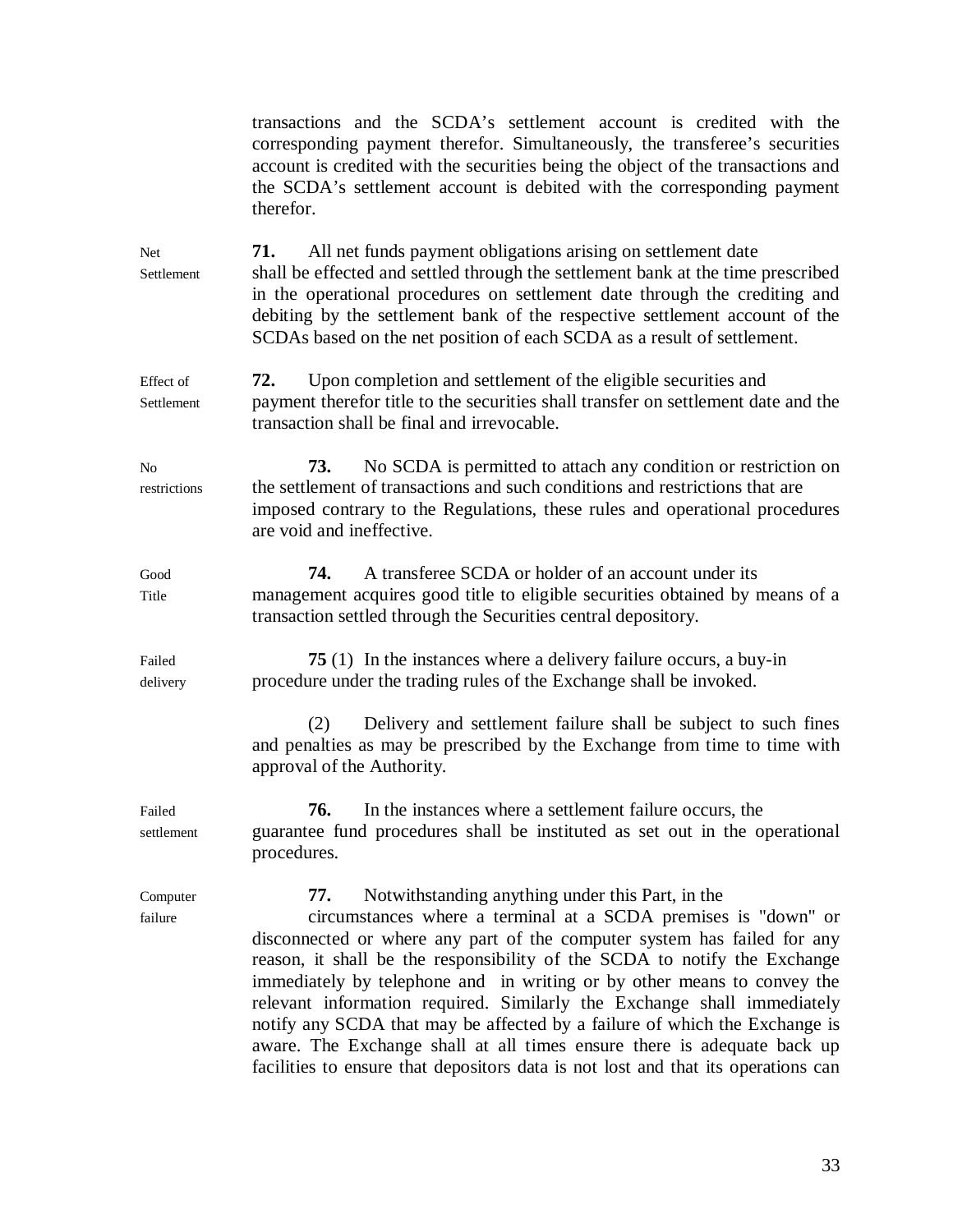transactions and the SCDA's settlement account is credited with the corresponding payment therefor. Simultaneously, the transferee's securities account is credited with the securities being the object of the transactions and the SCDA's settlement account is debited with the corresponding payment therefor.

Net Settlement

**71.** All net funds payment obligations arising on settlement date shall be effected and settled through the settlement bank at the time prescribed in the operational procedures on settlement date through the crediting and debiting by the settlement bank of the respective settlement account of the SCDAs based on the net position of each SCDA as a result of settlement.

Effect of Settlement

**72.** Upon completion and settlement of the eligible securities and payment therefor title to the securities shall transfer on settlement date and the transaction shall be final and irrevocable.

No restrictions

**73.** No SCDA is permitted to attach any condition or restriction on the settlement of transactions and such conditions and restrictions that are imposed contrary to the Regulations, these rules and operational procedures are void and ineffective.

Good Title

**74.** A transferee SCDA or holder of an account under its management acquires good title to eligible securities obtained by means of a transaction settled through the Securities central depository.

Failed delivery

**75** (1) In the instances where a delivery failure occurs, a buy-in procedure under the trading rules of the Exchange shall be invoked.

(2) Delivery and settlement failure shall be subject to such fines and penalties as may be prescribed by the Exchange from time to time with approval of the Authority.

Failed settlement

**76.** In the instances where a settlement failure occurs, the guarantee fund procedures shall be instituted as set out in the operational procedures.

Computer failure

**77.** Notwithstanding anything under this Part, in the circumstances where a terminal at a SCDA premises is "down" or disconnected or where any part of the computer system has failed for any reason, it shall be the responsibility of the SCDA to notify the Exchange immediately by telephone and in writing or by other means to convey the relevant information required. Similarly the Exchange shall immediately notify any SCDA that may be affected by a failure of which the Exchange is aware. The Exchange shall at all times ensure there is adequate back up facilities to ensure that depositors data is not lost and that its operations can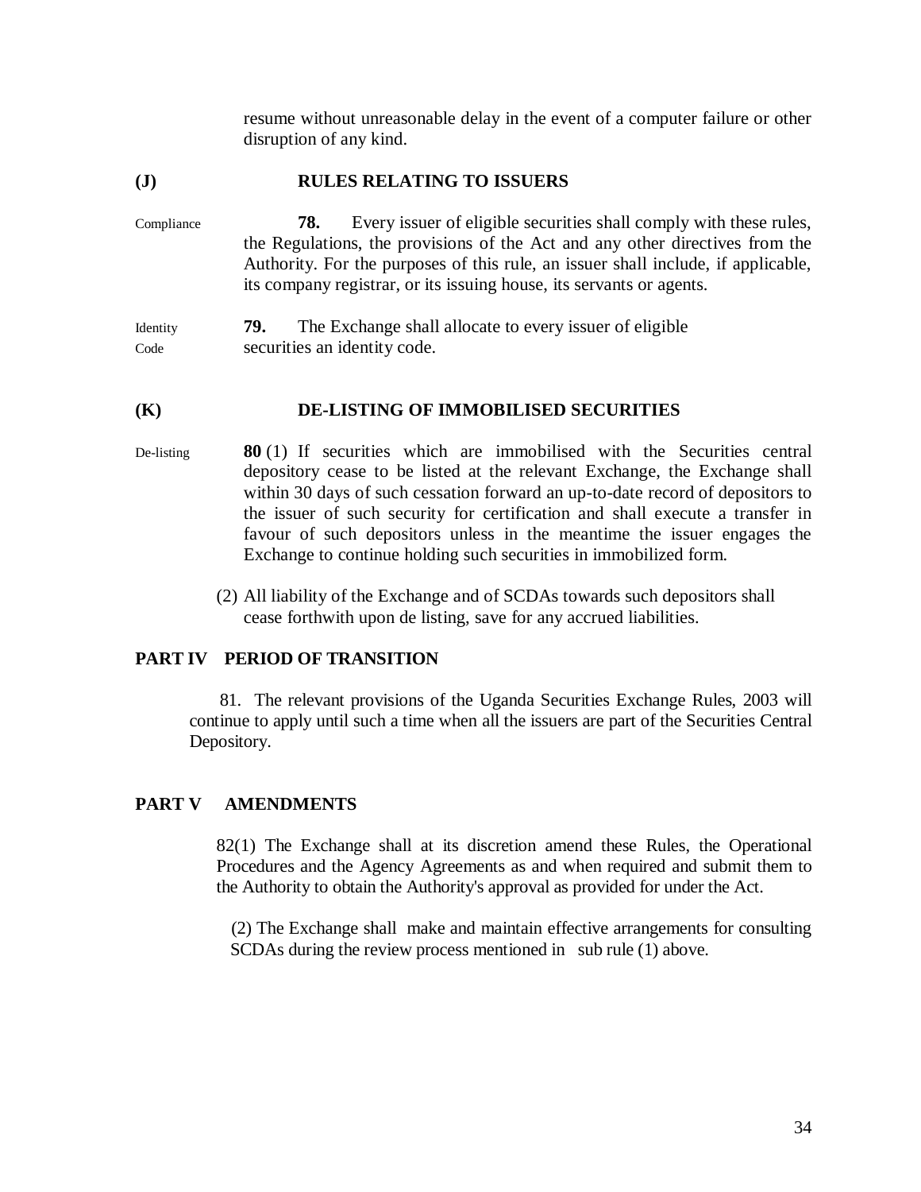resume without unreasonable delay in the event of a computer failure or other disruption of any kind.

## (J) RULES RELATING TO ISSUERS

Compliance

**78.** Every issuer of eligible securities shall comply with these rules, the Regulations, the provisions of the Act and any other directives from the Authority. For the purposes of this rule, an issuer shall include, if applicable, its company registrar, or its issuing house, its servants or agents.

Identity Code

**79.** The Exchange shall allocate to every issuer of eligible securities an identity code.

## (K) DE-LISTING OF IMMOBILISED SECURITIES

De-listing

**80** (1) If securities which are immobilised with the Securities central depository cease to be listed at the relevant Exchange, the Exchange shall within 30 days of such cessation forward an up-to-date record of depositors to the issuer of such security for certification and shall execute a transfer in favour of such depositors unless in the meantime the issuer engages the Exchange to continue holding such securities in immobilized form.

(2) All liability of the Exchange and of SCDAs towards such depositors shall cease forthwith upon de listing, save for any accrued liabilities.

## PART IV PERIOD OF TRANSITION

81. The relevant provisions of the Uganda Securities Exchange Rules, 2003 will continue to apply until such a time when all the issuers are part of the Securities Central Depository.

## PART V AMENDMENTS

82(1) The Exchange shall at its discretion amend these Rules, the Operational Procedures and the Agency Agreements as and when required and submit them to the Authority to obtain the Authority's approval as provided for under the Act.

(2) The Exchange shall make and maintain effective arrangements for consulting SCDAs during the review process mentioned in sub rule (1) above.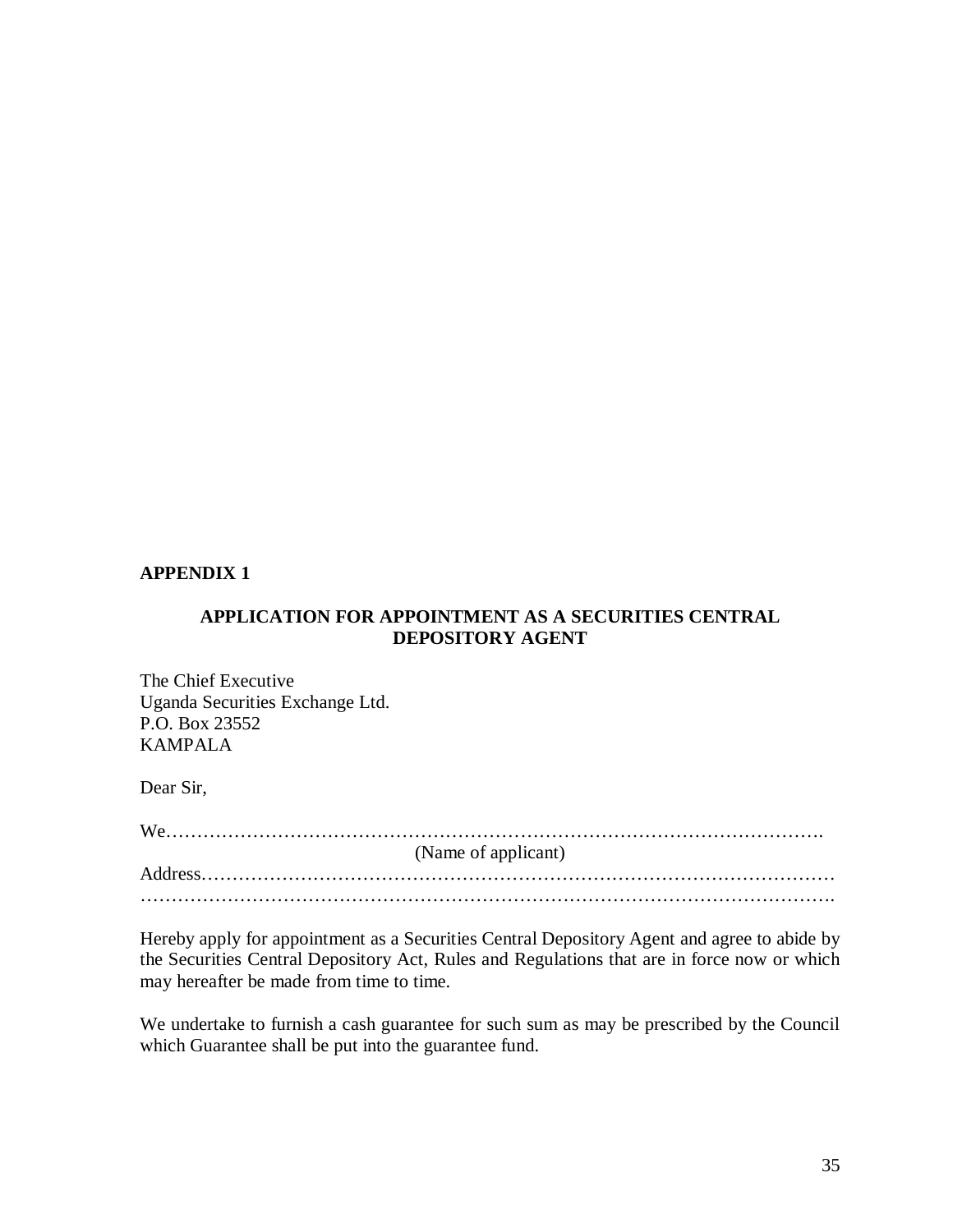**APPENDIX 1**

## APPLICATION FOR APPOINTMENT AS A SECURITIES CENTRAL DEPOSITORY AGENT

The Chief Executive
Uganda Securities Exchange Ltd.
P.O. Box 23552
KAMPALA

Dear Sir,

We…………………………………………………………………………………………….
(Name of applicant)
Address………………………………………………………………………………………
…………………………………………………………………………………………………

Hereby apply for appointment as a Securities Central Depository Agent and agree to abide by the Securities Central Depository Act, Rules and Regulations that are in force now or which may hereafter be made from time to time.

We undertake to furnish a cash guarantee for such sum as may be prescribed by the Council which Guarantee shall be put into the guarantee fund.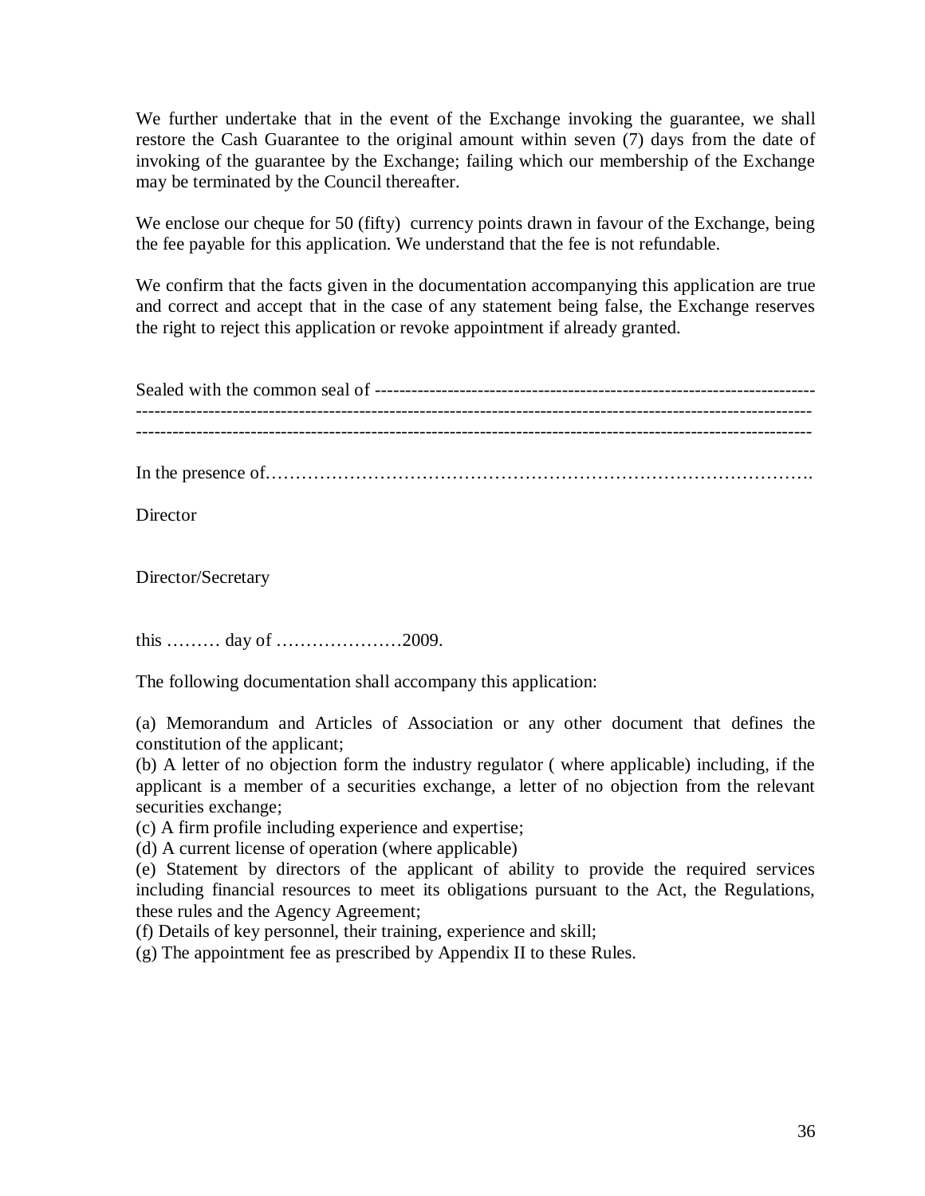We further undertake that in the event of the Exchange invoking the guarantee, we shall restore the Cash Guarantee to the original amount within seven (7) days from the date of invoking of the guarantee by the Exchange; failing which our membership of the Exchange may be terminated by the Council thereafter.

We enclose our cheque for 50 (fifty) currency points drawn in favour of the Exchange, being the fee payable for this application. We understand that the fee is not refundable.

We confirm that the facts given in the documentation accompanying this application are true and correct and accept that in the case of any statement being false, the Exchange reserves the right to reject this application or revoke appointment if already granted.

Sealed with the common seal of ----------------------------------------------------------------------
--------------------------------------------------------------------------------------------------------------
--------------------------------------------------------------------------------------------------------------

In the presence of……………………………………………………………………………….

Director

Director/Secretary

this ……… day of …………………2009.

The following documentation shall accompany this application:

(a) Memorandum and Articles of Association or any other document that defines the constitution of the applicant;
(b) A letter of no objection form the industry regulator ( where applicable) including, if the applicant is a member of a securities exchange, a letter of no objection from the relevant securities exchange;
(c) A firm profile including experience and expertise;
(d) A current license of operation (where applicable)
(e) Statement by directors of the applicant of ability to provide the required services including financial resources to meet its obligations pursuant to the Act, the Regulations, these rules and the Agency Agreement;
(f) Details of key personnel, their training, experience and skill;
(g) The appointment fee as prescribed by Appendix II to these Rules.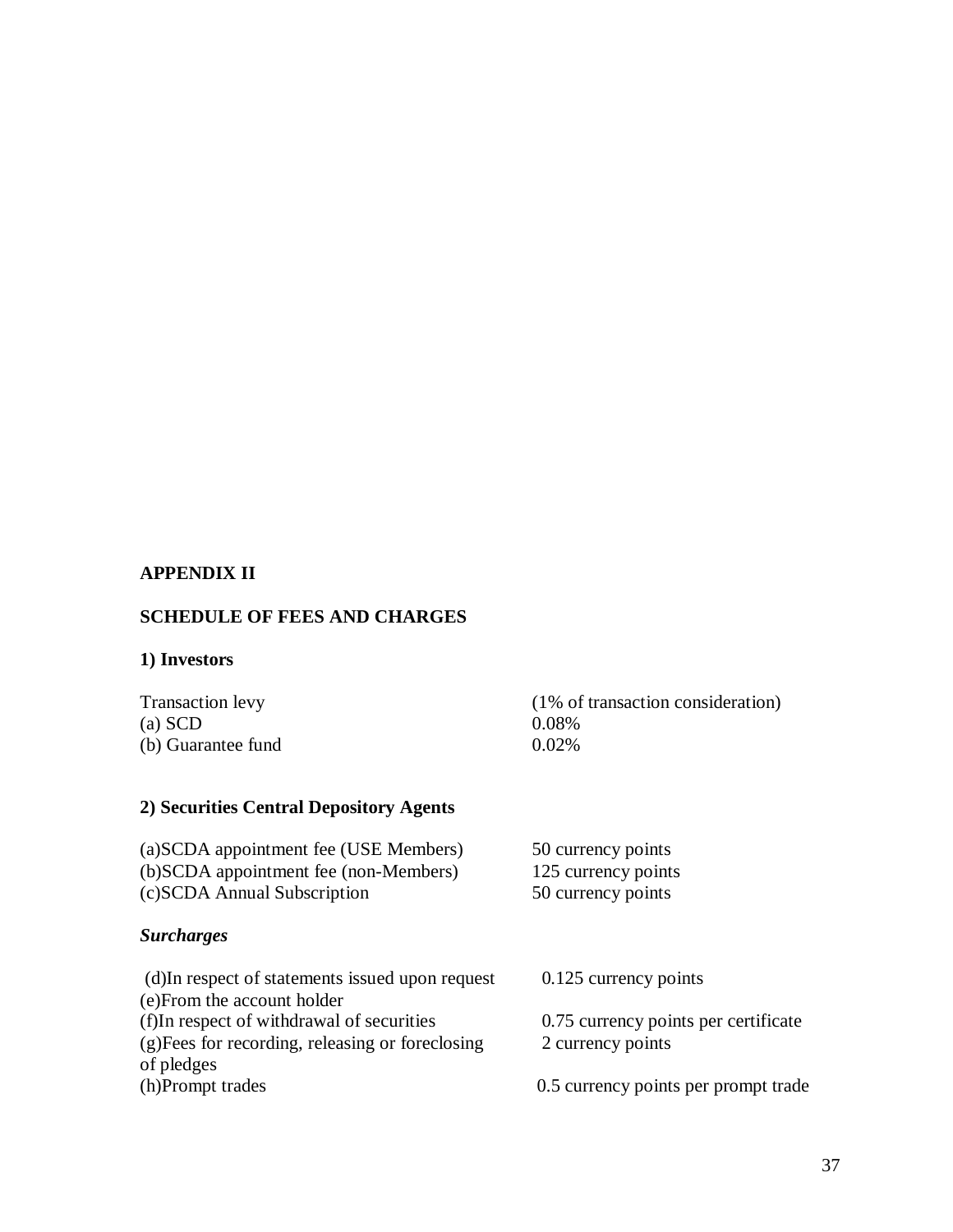## APPENDIX II

## SCHEDULE OF FEES AND CHARGES

### 1) Investors

| | |
|---|---|
| Transaction levy | (1% of transaction consideration) |
| (a) SCD | 0.08% |
| (b) Guarantee fund | 0.02% |

### 2) Securities Central Depository Agents

| | |
|---|---|
| (a)SCDA appointment fee (USE Members) | 50 currency points |
| (b)SCDA appointment fee (non-Members) | 125 currency points |
| (c)SCDA Annual Subscription | 50 currency points |

***Surcharges***

| | |
|---|---|
| (d)In respect of statements issued upon request | 0.125 currency points |
| (e)From the account holder | |
| (f)In respect of withdrawal of securities | 0.75 currency points per certificate |
| (g)Fees for recording, releasing or foreclosing of pledges | 2 currency points |
| (h)Prompt trades | 0.5 currency points per prompt trade |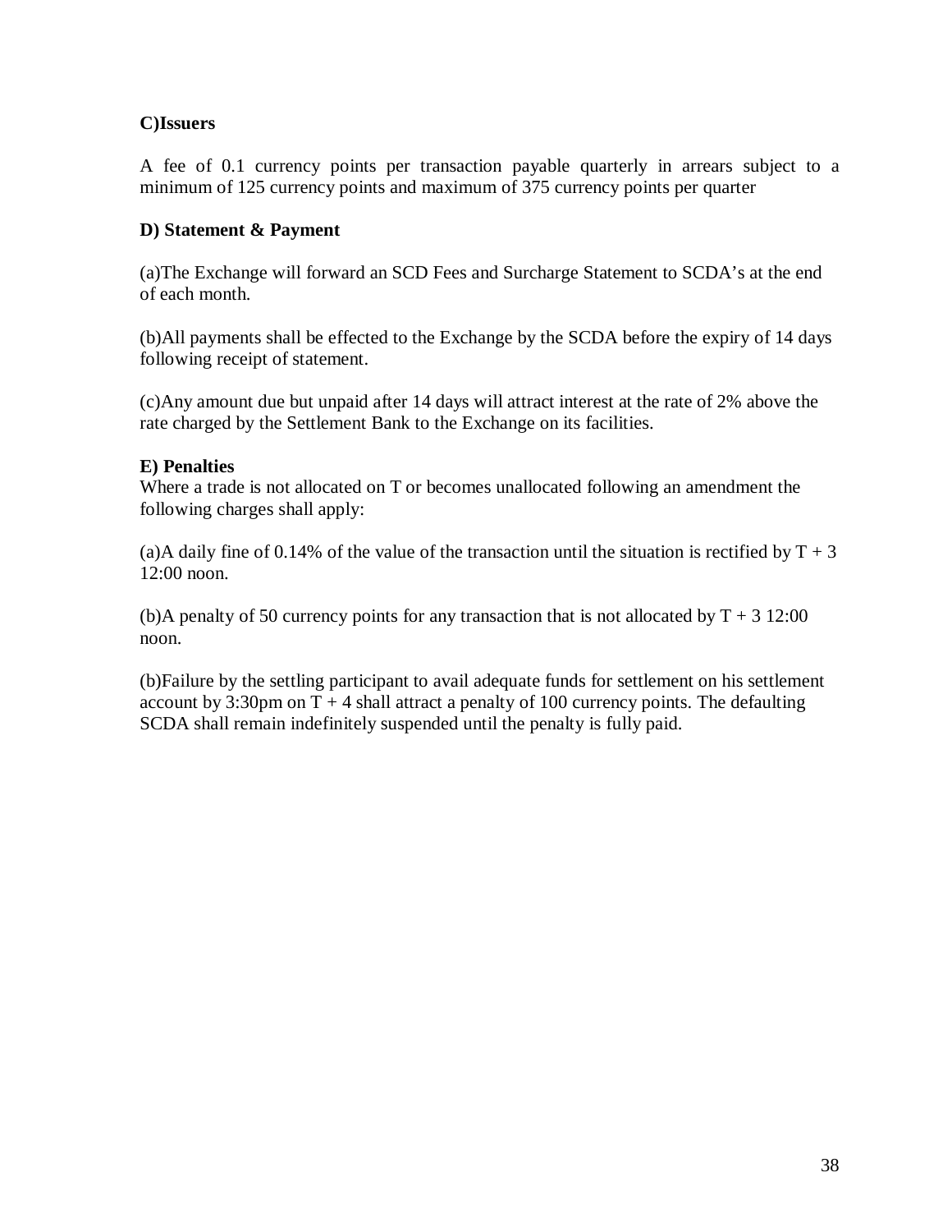**C)Issuers**

A fee of 0.1 currency points per transaction payable quarterly in arrears subject to a minimum of 125 currency points and maximum of 375 currency points per quarter

**D) Statement & Payment**

(a)The Exchange will forward an SCD Fees and Surcharge Statement to SCDA's at the end of each month.

(b)All payments shall be effected to the Exchange by the SCDA before the expiry of 14 days following receipt of statement.

(c)Any amount due but unpaid after 14 days will attract interest at the rate of 2% above the rate charged by the Settlement Bank to the Exchange on its facilities.

**E) Penalties**

Where a trade is not allocated on T or becomes unallocated following an amendment the following charges shall apply:

(a)A daily fine of 0.14% of the value of the transaction until the situation is rectified by T + 3 12:00 noon.

(b)A penalty of 50 currency points for any transaction that is not allocated by T + 3 12:00 noon.

(b)Failure by the settling participant to avail adequate funds for settlement on his settlement account by 3:30pm on T + 4 shall attract a penalty of 100 currency points. The defaulting SCDA shall remain indefinitely suspended until the penalty is fully paid.